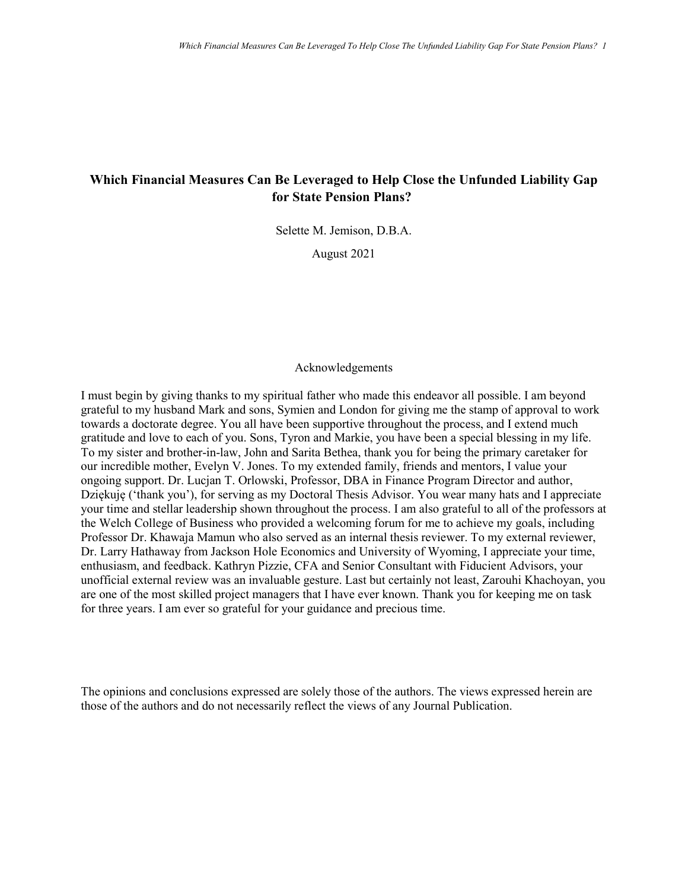# Which Financial Measures Can Be Leveraged to Help Close the Unfunded Liability Gap for State Pension Plans?

Selette M. Jemison, D.B.A.

August 2021

## Acknowledgements

I must begin by giving thanks to my spiritual father who made this endeavor all possible. I am beyond grateful to my husband Mark and sons, Symien and London for giving me the stamp of approval to work towards a doctorate degree. You all have been supportive throughout the process, and I extend much gratitude and love to each of you. Sons, Tyron and Markie, you have been a special blessing in my life. To my sister and brother-in-law, John and Sarita Bethea, thank you for being the primary caretaker for our incredible mother, Evelyn V. Jones. To my extended family, friends and mentors, I value your ongoing support. Dr. Lucjan T. Orlowski, Professor, DBA in Finance Program Director and author, Dziękuję ('thank you'), for serving as my Doctoral Thesis Advisor. You wear many hats and I appreciate your time and stellar leadership shown throughout the process. I am also grateful to all of the professors at the Welch College of Business who provided a welcoming forum for me to achieve my goals, including Professor Dr. Khawaja Mamun who also served as an internal thesis reviewer. To my external reviewer, Dr. Larry Hathaway from Jackson Hole Economics and University of Wyoming, I appreciate your time, enthusiasm, and feedback. Kathryn Pizzie, CFA and Senior Consultant with Fiducient Advisors, your unofficial external review was an invaluable gesture. Last but certainly not least, Zarouhi Khachoyan, you are one of the most skilled project managers that I have ever known. Thank you for keeping me on task for three years. I am ever so grateful for your guidance and precious time.

The opinions and conclusions expressed are solely those of the authors. The views expressed herein are those of the authors and do not necessarily reflect the views of any Journal Publication.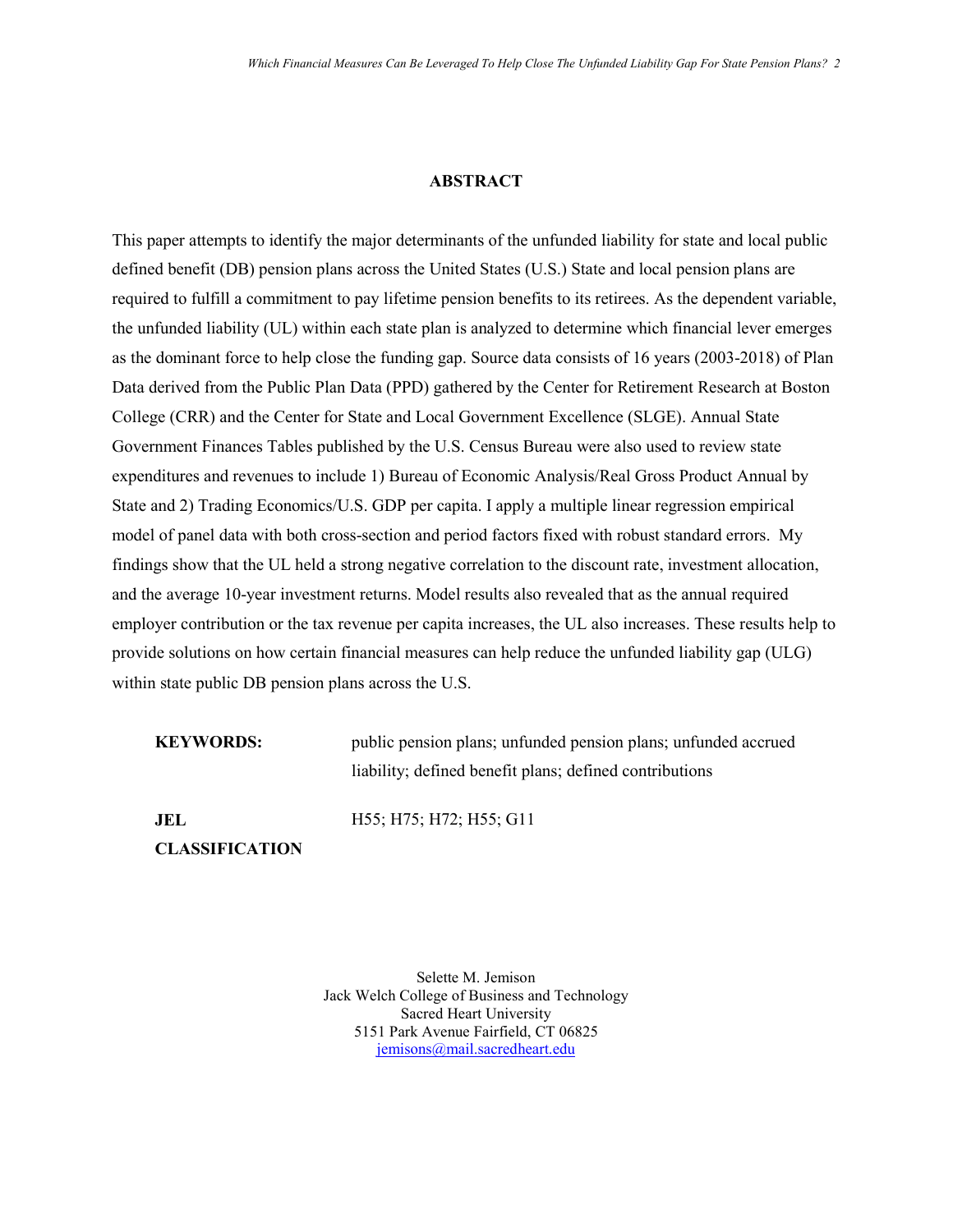## ABSTRACT

This paper attempts to identify the major determinants of the unfunded liability for state and local public defined benefit (DB) pension plans across the United States (U.S.) State and local pension plans are required to fulfill a commitment to pay lifetime pension benefits to its retirees. As the dependent variable, the unfunded liability (UL) within each state plan is analyzed to determine which financial lever emerges as the dominant force to help close the funding gap. Source data consists of 16 years (2003-2018) of Plan Data derived from the Public Plan Data (PPD) gathered by the Center for Retirement Research at Boston College (CRR) and the Center for State and Local Government Excellence (SLGE). Annual State Government Finances Tables published by the U.S. Census Bureau were also used to review state expenditures and revenues to include 1) Bureau of Economic Analysis/Real Gross Product Annual by State and 2) Trading Economics/U.S. GDP per capita. I apply a multiple linear regression empirical model of panel data with both cross-section and period factors fixed with robust standard errors. My findings show that the UL held a strong negative correlation to the discount rate, investment allocation, and the average 10-year investment returns. Model results also revealed that as the annual required employer contribution or the tax revenue per capita increases, the UL also increases. These results help to provide solutions on how certain financial measures can help reduce the unfunded liability gap (ULG) within state public DB pension plans across the U.S.

**KEYWORDS:** public pension plans; unfunded pension plans; unfunded accrued liability; defined benefit plans; defined contributions

**JEL CLASSIFICATION** H55; H75; H72; H55; G11

Selette M. Jemison
Jack Welch College of Business and Technology
Sacred Heart University
5151 Park Avenue Fairfield, CT 06825
jemisons@mail.sacredheart.edu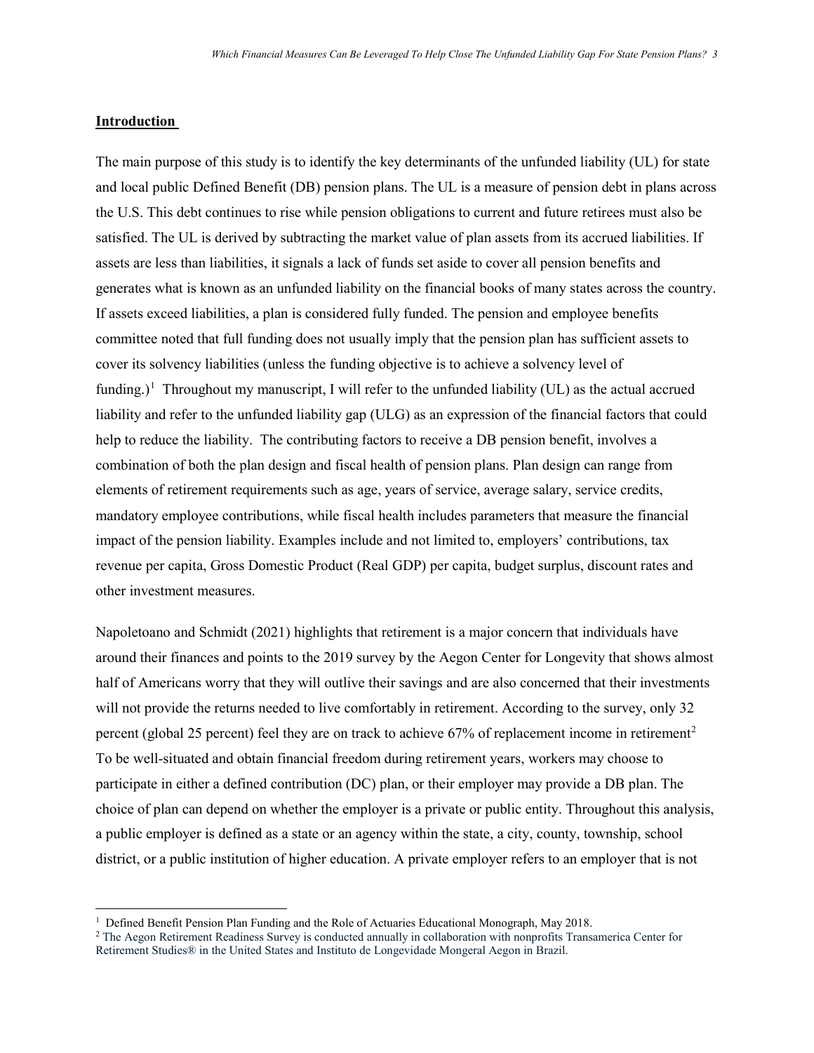## **Introduction**

The main purpose of this study is to identify the key determinants of the unfunded liability (UL) for state and local public Defined Benefit (DB) pension plans. The UL is a measure of pension debt in plans across the U.S. This debt continues to rise while pension obligations to current and future retirees must also be satisfied. The UL is derived by subtracting the market value of plan assets from its accrued liabilities. If assets are less than liabilities, it signals a lack of funds set aside to cover all pension benefits and generates what is known as an unfunded liability on the financial books of many states across the country. If assets exceed liabilities, a plan is considered fully funded. The pension and employee benefits committee noted that full funding does not usually imply that the pension plan has sufficient assets to cover its solvency liabilities (unless the funding objective is to achieve a solvency level of funding.)[1] Throughout my manuscript, I will refer to the unfunded liability (UL) as the actual accrued liability and refer to the unfunded liability gap (ULG) as an expression of the financial factors that could help to reduce the liability. The contributing factors to receive a DB pension benefit, involves a combination of both the plan design and fiscal health of pension plans. Plan design can range from elements of retirement requirements such as age, years of service, average salary, service credits, mandatory employee contributions, while fiscal health includes parameters that measure the financial impact of the pension liability. Examples include and not limited to, employers' contributions, tax revenue per capita, Gross Domestic Product (Real GDP) per capita, budget surplus, discount rates and other investment measures.

Napoletoano and Schmidt (2021) highlights that retirement is a major concern that individuals have around their finances and points to the 2019 survey by the Aegon Center for Longevity that shows almost half of Americans worry that they will outlive their savings and are also concerned that their investments will not provide the returns needed to live comfortably in retirement. According to the survey, only 32 percent (global 25 percent) feel they are on track to achieve 67% of replacement income in retirement[2] To be well-situated and obtain financial freedom during retirement years, workers may choose to participate in either a defined contribution (DC) plan, or their employer may provide a DB plan. The choice of plan can depend on whether the employer is a private or public entity. Throughout this analysis, a public employer is defined as a state or an agency within the state, a city, county, township, school district, or a public institution of higher education. A private employer refers to an employer that is not

[1] Defined Benefit Pension Plan Funding and the Role of Actuaries Educational Monograph, May 2018.

[2] The Aegon Retirement Readiness Survey is conducted annually in collaboration with nonprofits Transamerica Center for Retirement Studies® in the United States and Instituto de Longevidade Mongeral Aegon in Brazil.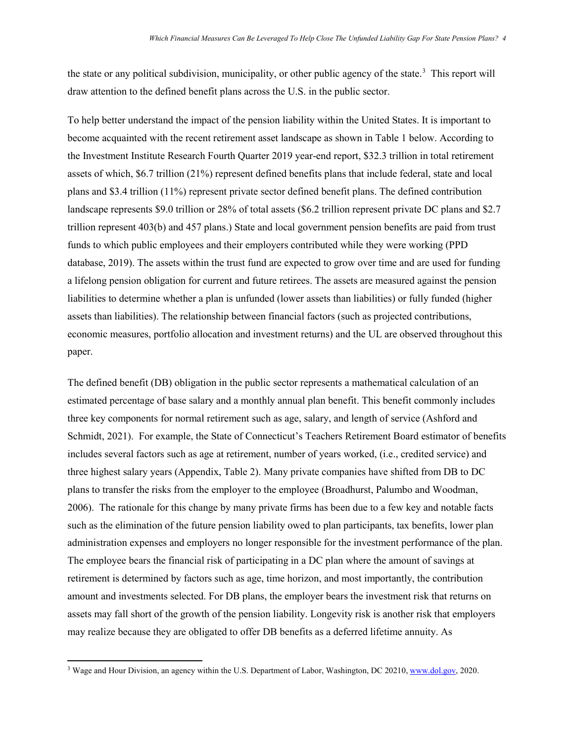the state or any political subdivision, municipality, or other public agency of the state.[3] This report will draw attention to the defined benefit plans across the U.S. in the public sector.

To help better understand the impact of the pension liability within the United States. It is important to become acquainted with the recent retirement asset landscape as shown in Table 1 below. According to the Investment Institute Research Fourth Quarter 2019 year-end report, $32.3 trillion in total retirement assets of which, $6.7 trillion (21%) represent defined benefits plans that include federal, state and local plans and $3.4 trillion (11%) represent private sector defined benefit plans. The defined contribution landscape represents $9.0 trillion or 28% of total assets ($6.2 trillion represent private DC plans and $2.7 trillion represent 403(b) and 457 plans.) State and local government pension benefits are paid from trust funds to which public employees and their employers contributed while they were working (PPD database, 2019). The assets within the trust fund are expected to grow over time and are used for funding a lifelong pension obligation for current and future retirees. The assets are measured against the pension liabilities to determine whether a plan is unfunded (lower assets than liabilities) or fully funded (higher assets than liabilities). The relationship between financial factors (such as projected contributions, economic measures, portfolio allocation and investment returns) and the UL are observed throughout this paper.

The defined benefit (DB) obligation in the public sector represents a mathematical calculation of an estimated percentage of base salary and a monthly annual plan benefit. This benefit commonly includes three key components for normal retirement such as age, salary, and length of service (Ashford and Schmidt, 2021). For example, the State of Connecticut's Teachers Retirement Board estimator of benefits includes several factors such as age at retirement, number of years worked, (i.e., credited service) and three highest salary years (Appendix, Table 2). Many private companies have shifted from DB to DC plans to transfer the risks from the employer to the employee (Broadhurst, Palumbo and Woodman, 2006). The rationale for this change by many private firms has been due to a few key and notable facts such as the elimination of the future pension liability owed to plan participants, tax benefits, lower plan administration expenses and employers no longer responsible for the investment performance of the plan. The employee bears the financial risk of participating in a DC plan where the amount of savings at retirement is determined by factors such as age, time horizon, and most importantly, the contribution amount and investments selected. For DB plans, the employer bears the investment risk that returns on assets may fall short of the growth of the pension liability. Longevity risk is another risk that employers may realize because they are obligated to offer DB benefits as a deferred lifetime annuity. As

[3] Wage and Hour Division, an agency within the U.S. Department of Labor, Washington, DC 20210, www.dol.gov, 2020.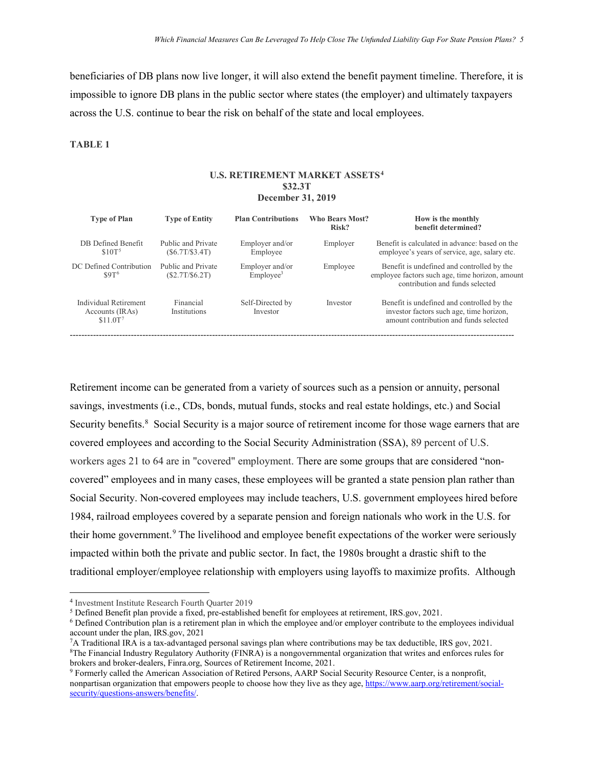beneficiaries of DB plans now live longer, it will also extend the benefit payment timeline. Therefore, it is impossible to ignore DB plans in the public sector where states (the employer) and ultimately taxpayers across the U.S. continue to bear the risk on behalf of the state and local employees.

**TABLE 1**

**U.S. RETIREMENT MARKET ASSETS[4]**
**$32.3T**
**December 31, 2019**

| Type of Plan | Type of Entity | Plan Contributions | Who Bears Most? Risk? | How is the monthly benefit determined? |
|---|---|---|---|---|
| DB Defined Benefit $10T[5] | Public and Private ($6.7T/$3.4T) | Employer and/or Employee | Employer | Benefit is calculated in advance: based on the employee's years of service, age, salary etc. |
| DC Defined Contribution $9T[6] | Public and Private ($2.7T/$6.2T) | Employer and/or Employee[3] | Employee | Benefit is undefined and controlled by the employee factors such age, time horizon, amount contribution and funds selected |
| Individual Retirement Accounts (IRAs) $11.0T[7] | Financial Institutions | Self-Directed by Investor | Investor | Benefit is undefined and controlled by the investor factors such age, time horizon, amount contribution and funds selected |

Retirement income can be generated from a variety of sources such as a pension or annuity, personal savings, investments (i.e., CDs, bonds, mutual funds, stocks and real estate holdings, etc.) and Social Security benefits.[8] Social Security is a major source of retirement income for those wage earners that are covered employees and according to the Social Security Administration (SSA), 89 percent of U.S. workers ages 21 to 64 are in "covered" employment. There are some groups that are considered "non-covered" employees and in many cases, these employees will be granted a state pension plan rather than Social Security. Non-covered employees may include teachers, U.S. government employees hired before 1984, railroad employees covered by a separate pension and foreign nationals who work in the U.S. for their home government.[9] The livelihood and employee benefit expectations of the worker were seriously impacted within both the private and public sector. In fact, the 1980s brought a drastic shift to the traditional employer/employee relationship with employers using layoffs to maximize profits. Although

---

[4] Investment Institute Research Fourth Quarter 2019

[5] Defined Benefit plan provide a fixed, pre-established benefit for employees at retirement, IRS.gov, 2021.

[6] Defined Contribution plan is a retirement plan in which the employee and/or employer contribute to the employees individual account under the plan, IRS.gov, 2021

[7] A Traditional IRA is a tax-advantaged personal savings plan where contributions may be tax deductible, IRS gov, 2021.

[8] The Financial Industry Regulatory Authority (FINRA) is a nongovernmental organization that writes and enforces rules for brokers and broker-dealers, Finra.org, Sources of Retirement Income, 2021.

[9] Formerly called the American Association of Retired Persons, AARP Social Security Resource Center, is a nonprofit, nonpartisan organization that empowers people to choose how they live as they age, https://www.aarp.org/retirement/social-security/questions-answers/benefits/.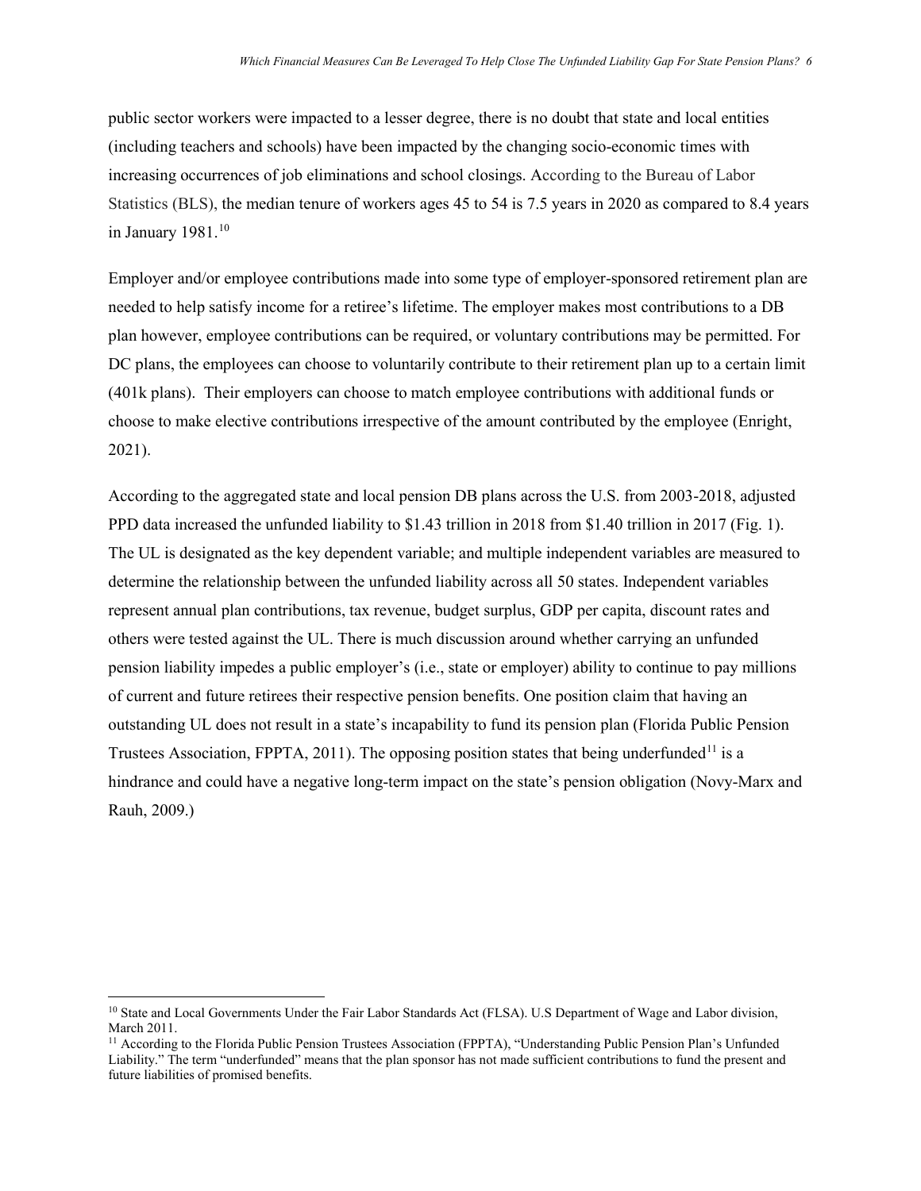public sector workers were impacted to a lesser degree, there is no doubt that state and local entities (including teachers and schools) have been impacted by the changing socio-economic times with increasing occurrences of job eliminations and school closings. According to the Bureau of Labor Statistics (BLS), the median tenure of workers ages 45 to 54 is 7.5 years in 2020 as compared to 8.4 years in January 1981.[10]

Employer and/or employee contributions made into some type of employer-sponsored retirement plan are needed to help satisfy income for a retiree's lifetime. The employer makes most contributions to a DB plan however, employee contributions can be required, or voluntary contributions may be permitted. For DC plans, the employees can choose to voluntarily contribute to their retirement plan up to a certain limit (401k plans). Their employers can choose to match employee contributions with additional funds or choose to make elective contributions irrespective of the amount contributed by the employee (Enright, 2021).

According to the aggregated state and local pension DB plans across the U.S. from 2003-2018, adjusted PPD data increased the unfunded liability to $1.43 trillion in 2018 from $1.40 trillion in 2017 (Fig. 1). The UL is designated as the key dependent variable; and multiple independent variables are measured to determine the relationship between the unfunded liability across all 50 states. Independent variables represent annual plan contributions, tax revenue, budget surplus, GDP per capita, discount rates and others were tested against the UL. There is much discussion around whether carrying an unfunded pension liability impedes a public employer's (i.e., state or employer) ability to continue to pay millions of current and future retirees their respective pension benefits. One position claim that having an outstanding UL does not result in a state's incapability to fund its pension plan (Florida Public Pension Trustees Association, FPPTA, 2011). The opposing position states that being underfunded[11] is a hindrance and could have a negative long-term impact on the state's pension obligation (Novy-Marx and Rauh, 2009.)

[10] State and Local Governments Under the Fair Labor Standards Act (FLSA). U.S Department of Wage and Labor division, March 2011.

[11] According to the Florida Public Pension Trustees Association (FPPTA), "Understanding Public Pension Plan's Unfunded Liability." The term "underfunded" means that the plan sponsor has not made sufficient contributions to fund the present and future liabilities of promised benefits.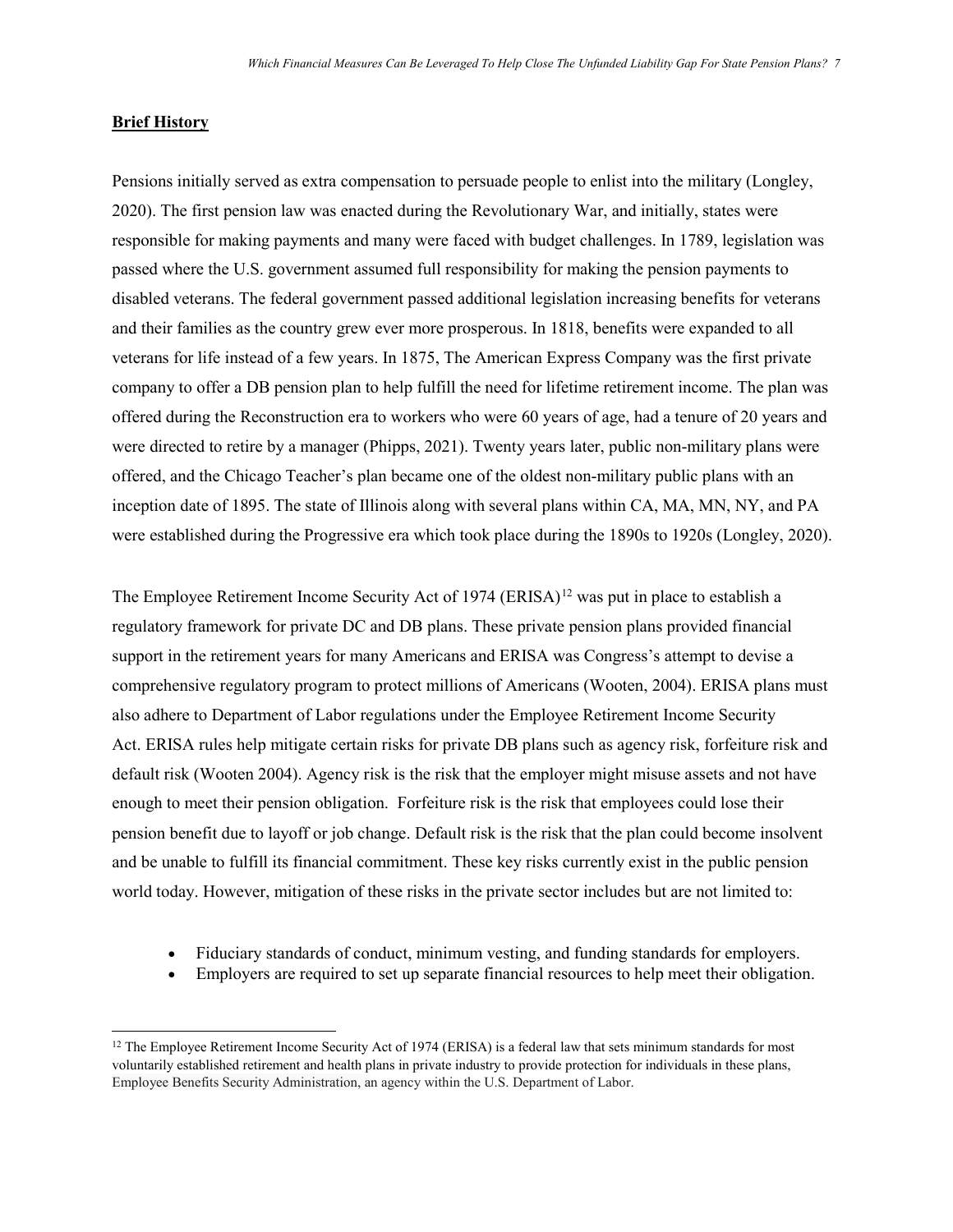**Brief History**

Pensions initially served as extra compensation to persuade people to enlist into the military (Longley, 2020). The first pension law was enacted during the Revolutionary War, and initially, states were responsible for making payments and many were faced with budget challenges. In 1789, legislation was passed where the U.S. government assumed full responsibility for making the pension payments to disabled veterans. The federal government passed additional legislation increasing benefits for veterans and their families as the country grew ever more prosperous. In 1818, benefits were expanded to all veterans for life instead of a few years. In 1875, The American Express Company was the first private company to offer a DB pension plan to help fulfill the need for lifetime retirement income. The plan was offered during the Reconstruction era to workers who were 60 years of age, had a tenure of 20 years and were directed to retire by a manager (Phipps, 2021). Twenty years later, public non-military plans were offered, and the Chicago Teacher's plan became one of the oldest non-military public plans with an inception date of 1895. The state of Illinois along with several plans within CA, MA, MN, NY, and PA were established during the Progressive era which took place during the 1890s to 1920s (Longley, 2020).

The Employee Retirement Income Security Act of 1974 (ERISA)[12] was put in place to establish a regulatory framework for private DC and DB plans. These private pension plans provided financial support in the retirement years for many Americans and ERISA was Congress's attempt to devise a comprehensive regulatory program to protect millions of Americans (Wooten, 2004). ERISA plans must also adhere to Department of Labor regulations under the Employee Retirement Income Security Act. ERISA rules help mitigate certain risks for private DB plans such as agency risk, forfeiture risk and default risk (Wooten 2004). Agency risk is the risk that the employer might misuse assets and not have enough to meet their pension obligation. Forfeiture risk is the risk that employees could lose their pension benefit due to layoff or job change. Default risk is the risk that the plan could become insolvent and be unable to fulfill its financial commitment. These key risks currently exist in the public pension world today. However, mitigation of these risks in the private sector includes but are not limited to:

- Fiduciary standards of conduct, minimum vesting, and funding standards for employers.
- Employers are required to set up separate financial resources to help meet their obligation.

[12] The Employee Retirement Income Security Act of 1974 (ERISA) is a federal law that sets minimum standards for most voluntarily established retirement and health plans in private industry to provide protection for individuals in these plans, Employee Benefits Security Administration, an agency within the U.S. Department of Labor.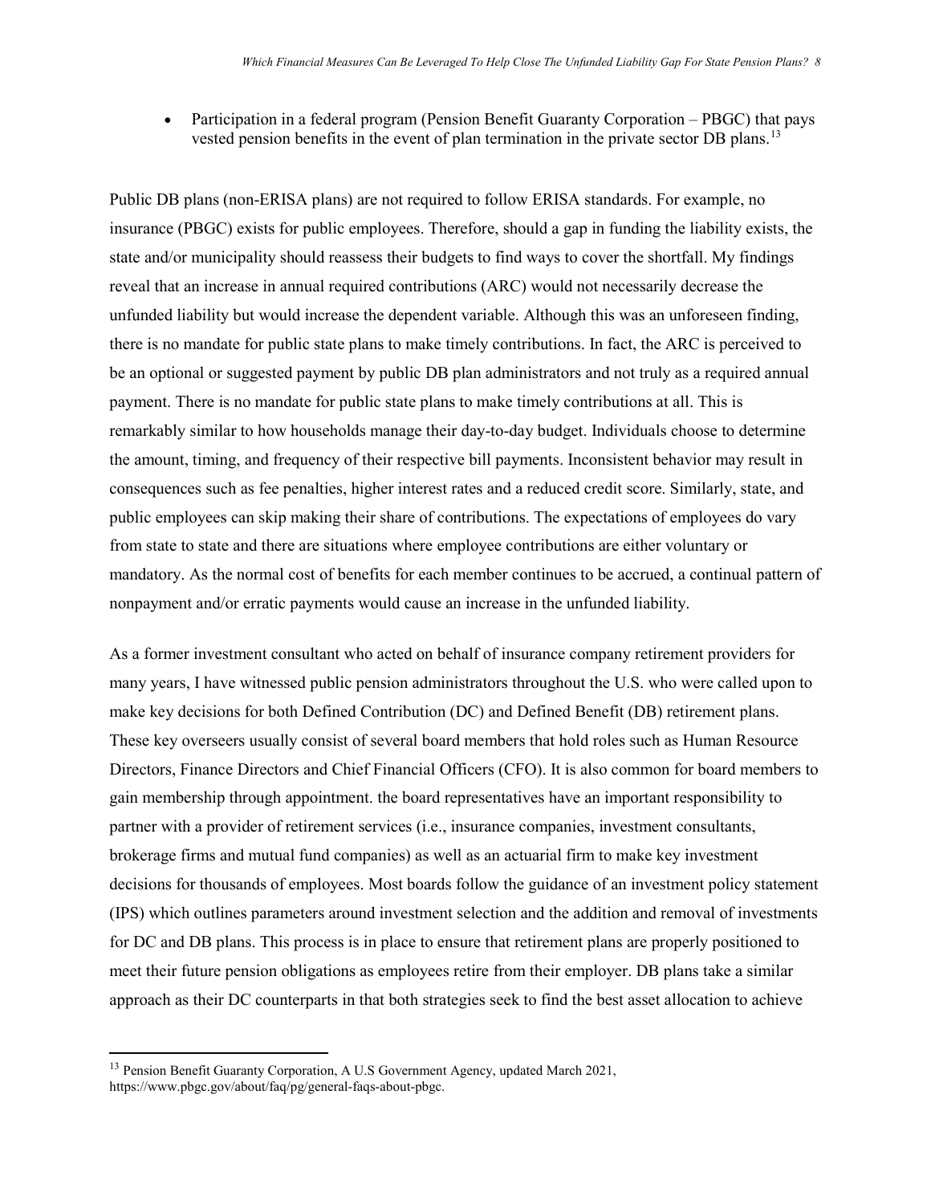- Participation in a federal program (Pension Benefit Guaranty Corporation – PBGC) that pays vested pension benefits in the event of plan termination in the private sector DB plans.[13]

Public DB plans (non-ERISA plans) are not required to follow ERISA standards. For example, no insurance (PBGC) exists for public employees. Therefore, should a gap in funding the liability exists, the state and/or municipality should reassess their budgets to find ways to cover the shortfall. My findings reveal that an increase in annual required contributions (ARC) would not necessarily decrease the unfunded liability but would increase the dependent variable. Although this was an unforeseen finding, there is no mandate for public state plans to make timely contributions. In fact, the ARC is perceived to be an optional or suggested payment by public DB plan administrators and not truly as a required annual payment. There is no mandate for public state plans to make timely contributions at all. This is remarkably similar to how households manage their day-to-day budget. Individuals choose to determine the amount, timing, and frequency of their respective bill payments. Inconsistent behavior may result in consequences such as fee penalties, higher interest rates and a reduced credit score. Similarly, state, and public employees can skip making their share of contributions. The expectations of employees do vary from state to state and there are situations where employee contributions are either voluntary or mandatory. As the normal cost of benefits for each member continues to be accrued, a continual pattern of nonpayment and/or erratic payments would cause an increase in the unfunded liability.

As a former investment consultant who acted on behalf of insurance company retirement providers for many years, I have witnessed public pension administrators throughout the U.S. who were called upon to make key decisions for both Defined Contribution (DC) and Defined Benefit (DB) retirement plans. These key overseers usually consist of several board members that hold roles such as Human Resource Directors, Finance Directors and Chief Financial Officers (CFO). It is also common for board members to gain membership through appointment. the board representatives have an important responsibility to partner with a provider of retirement services (i.e., insurance companies, investment consultants, brokerage firms and mutual fund companies) as well as an actuarial firm to make key investment decisions for thousands of employees. Most boards follow the guidance of an investment policy statement (IPS) which outlines parameters around investment selection and the addition and removal of investments for DC and DB plans. This process is in place to ensure that retirement plans are properly positioned to meet their future pension obligations as employees retire from their employer. DB plans take a similar approach as their DC counterparts in that both strategies seek to find the best asset allocation to achieve

[13] Pension Benefit Guaranty Corporation, A U.S Government Agency, updated March 2021, https://www.pbgc.gov/about/faq/pg/general-faqs-about-pbgc.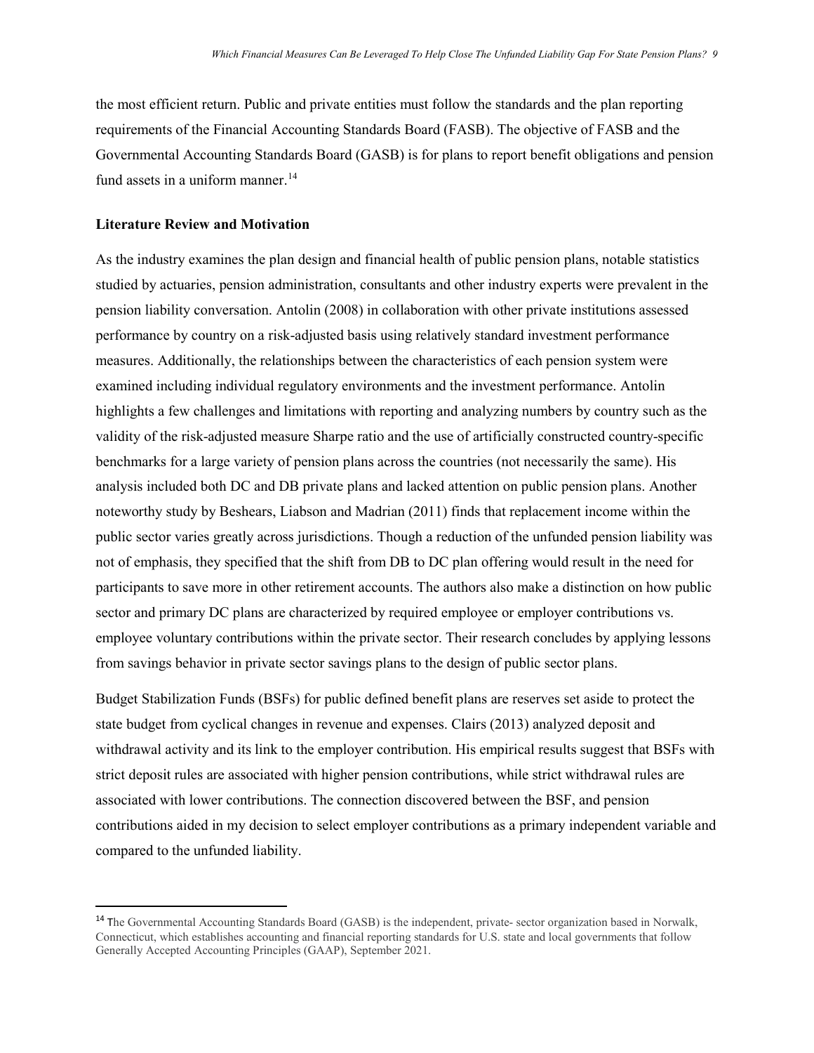the most efficient return. Public and private entities must follow the standards and the plan reporting requirements of the Financial Accounting Standards Board (FASB). The objective of FASB and the Governmental Accounting Standards Board (GASB) is for plans to report benefit obligations and pension fund assets in a uniform manner.[14]

**Literature Review and Motivation**

As the industry examines the plan design and financial health of public pension plans, notable statistics studied by actuaries, pension administration, consultants and other industry experts were prevalent in the pension liability conversation. Antolin (2008) in collaboration with other private institutions assessed performance by country on a risk-adjusted basis using relatively standard investment performance measures. Additionally, the relationships between the characteristics of each pension system were examined including individual regulatory environments and the investment performance. Antolin highlights a few challenges and limitations with reporting and analyzing numbers by country such as the validity of the risk-adjusted measure Sharpe ratio and the use of artificially constructed country-specific benchmarks for a large variety of pension plans across the countries (not necessarily the same). His analysis included both DC and DB private plans and lacked attention on public pension plans. Another noteworthy study by Beshears, Liabson and Madrian (2011) finds that replacement income within the public sector varies greatly across jurisdictions. Though a reduction of the unfunded pension liability was not of emphasis, they specified that the shift from DB to DC plan offering would result in the need for participants to save more in other retirement accounts. The authors also make a distinction on how public sector and primary DC plans are characterized by required employee or employer contributions vs. employee voluntary contributions within the private sector. Their research concludes by applying lessons from savings behavior in private sector savings plans to the design of public sector plans.

Budget Stabilization Funds (BSFs) for public defined benefit plans are reserves set aside to protect the state budget from cyclical changes in revenue and expenses. Clairs (2013) analyzed deposit and withdrawal activity and its link to the employer contribution. His empirical results suggest that BSFs with strict deposit rules are associated with higher pension contributions, while strict withdrawal rules are associated with lower contributions. The connection discovered between the BSF, and pension contributions aided in my decision to select employer contributions as a primary independent variable and compared to the unfunded liability.

[14] The Governmental Accounting Standards Board (GASB) is the independent, private- sector organization based in Norwalk, Connecticut, which establishes accounting and financial reporting standards for U.S. state and local governments that follow Generally Accepted Accounting Principles (GAAP), September 2021.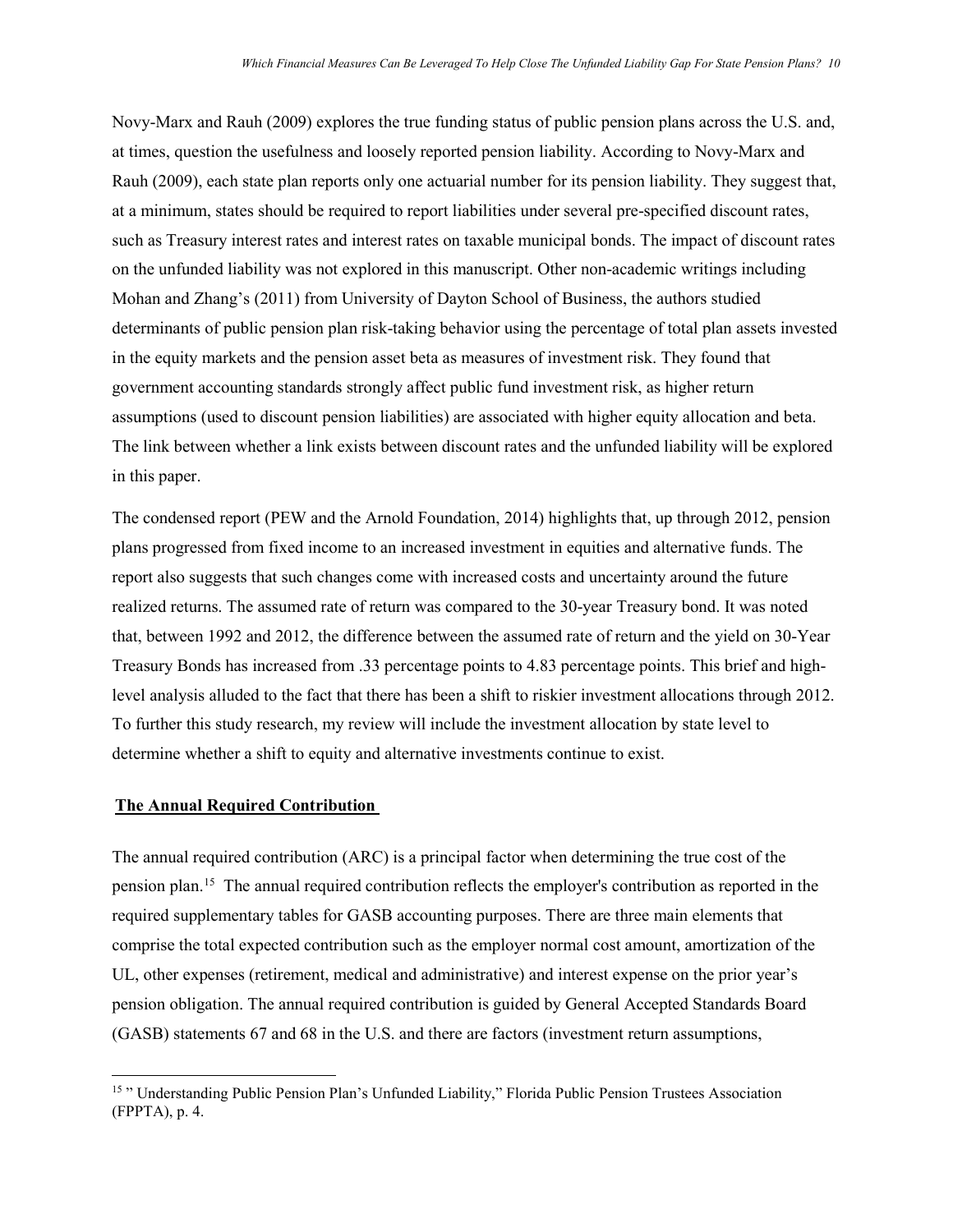Novy-Marx and Rauh (2009) explores the true funding status of public pension plans across the U.S. and, at times, question the usefulness and loosely reported pension liability. According to Novy-Marx and Rauh (2009), each state plan reports only one actuarial number for its pension liability. They suggest that, at a minimum, states should be required to report liabilities under several pre-specified discount rates, such as Treasury interest rates and interest rates on taxable municipal bonds. The impact of discount rates on the unfunded liability was not explored in this manuscript. Other non-academic writings including Mohan and Zhang's (2011) from University of Dayton School of Business, the authors studied determinants of public pension plan risk-taking behavior using the percentage of total plan assets invested in the equity markets and the pension asset beta as measures of investment risk. They found that government accounting standards strongly affect public fund investment risk, as higher return assumptions (used to discount pension liabilities) are associated with higher equity allocation and beta. The link between whether a link exists between discount rates and the unfunded liability will be explored in this paper.

The condensed report (PEW and the Arnold Foundation, 2014) highlights that, up through 2012, pension plans progressed from fixed income to an increased investment in equities and alternative funds. The report also suggests that such changes come with increased costs and uncertainty around the future realized returns. The assumed rate of return was compared to the 30-year Treasury bond. It was noted that, between 1992 and 2012, the difference between the assumed rate of return and the yield on 30-Year Treasury Bonds has increased from .33 percentage points to 4.83 percentage points. This brief and high-level analysis alluded to the fact that there has been a shift to riskier investment allocations through 2012. To further this study research, my review will include the investment allocation by state level to determine whether a shift to equity and alternative investments continue to exist.

**The Annual Required Contribution**

The annual required contribution (ARC) is a principal factor when determining the true cost of the pension plan.[15] The annual required contribution reflects the employer's contribution as reported in the required supplementary tables for GASB accounting purposes. There are three main elements that comprise the total expected contribution such as the employer normal cost amount, amortization of the UL, other expenses (retirement, medical and administrative) and interest expense on the prior year's pension obligation. The annual required contribution is guided by General Accepted Standards Board (GASB) statements 67 and 68 in the U.S. and there are factors (investment return assumptions,

[15] " Understanding Public Pension Plan's Unfunded Liability," Florida Public Pension Trustees Association (FPPTA), p. 4.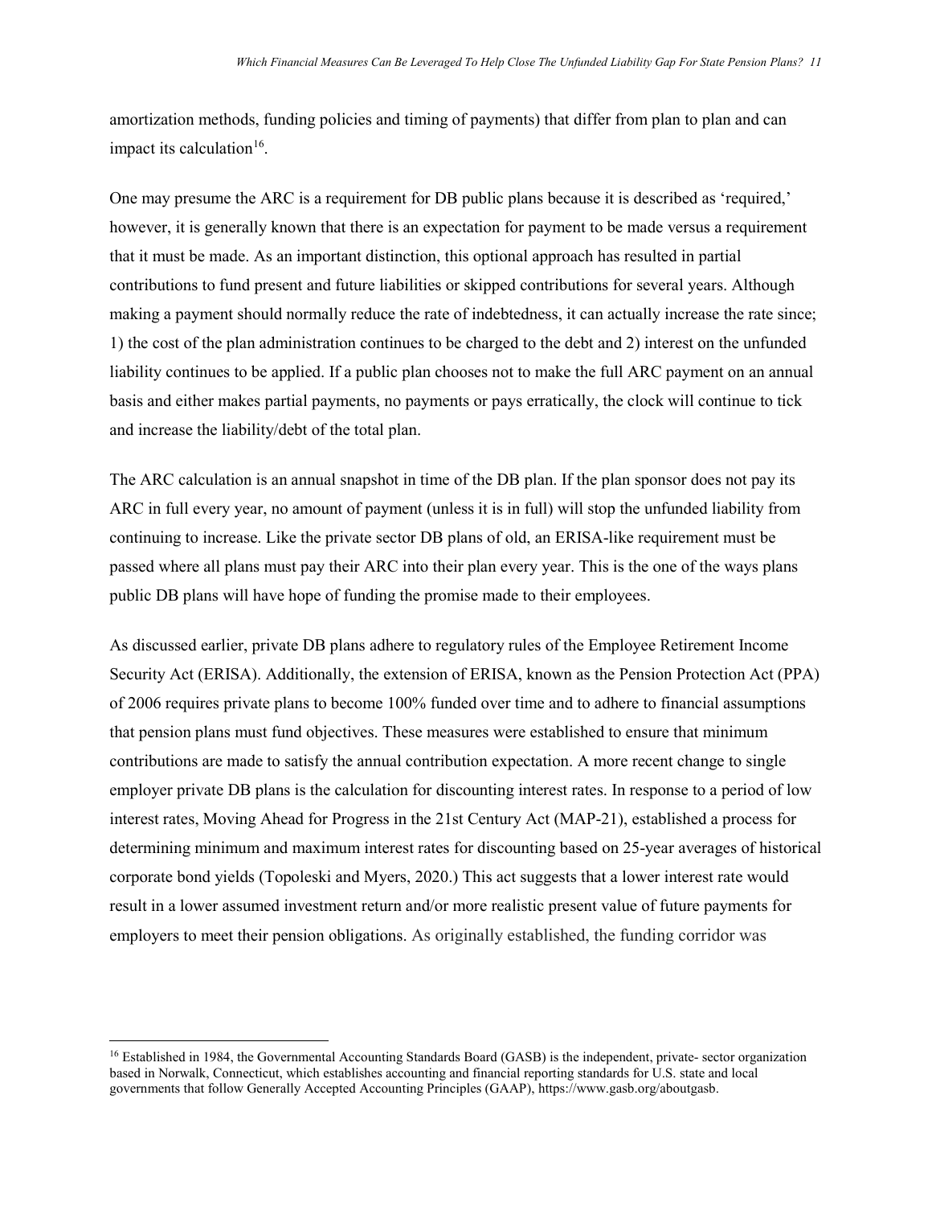amortization methods, funding policies and timing of payments) that differ from plan to plan and can impact its calculation[16].

One may presume the ARC is a requirement for DB public plans because it is described as 'required,' however, it is generally known that there is an expectation for payment to be made versus a requirement that it must be made. As an important distinction, this optional approach has resulted in partial contributions to fund present and future liabilities or skipped contributions for several years. Although making a payment should normally reduce the rate of indebtedness, it can actually increase the rate since; 1) the cost of the plan administration continues to be charged to the debt and 2) interest on the unfunded liability continues to be applied. If a public plan chooses not to make the full ARC payment on an annual basis and either makes partial payments, no payments or pays erratically, the clock will continue to tick and increase the liability/debt of the total plan.

The ARC calculation is an annual snapshot in time of the DB plan. If the plan sponsor does not pay its ARC in full every year, no amount of payment (unless it is in full) will stop the unfunded liability from continuing to increase. Like the private sector DB plans of old, an ERISA-like requirement must be passed where all plans must pay their ARC into their plan every year. This is the one of the ways plans public DB plans will have hope of funding the promise made to their employees.

As discussed earlier, private DB plans adhere to regulatory rules of the Employee Retirement Income Security Act (ERISA). Additionally, the extension of ERISA, known as the Pension Protection Act (PPA) of 2006 requires private plans to become 100% funded over time and to adhere to financial assumptions that pension plans must fund objectives. These measures were established to ensure that minimum contributions are made to satisfy the annual contribution expectation. A more recent change to single employer private DB plans is the calculation for discounting interest rates. In response to a period of low interest rates, Moving Ahead for Progress in the 21st Century Act (MAP-21), established a process for determining minimum and maximum interest rates for discounting based on 25-year averages of historical corporate bond yields (Topoleski and Myers, 2020.) This act suggests that a lower interest rate would result in a lower assumed investment return and/or more realistic present value of future payments for employers to meet their pension obligations. As originally established, the funding corridor was

[16] Established in 1984, the Governmental Accounting Standards Board (GASB) is the independent, private- sector organization based in Norwalk, Connecticut, which establishes accounting and financial reporting standards for U.S. state and local governments that follow Generally Accepted Accounting Principles (GAAP), https://www.gasb.org/aboutgasb.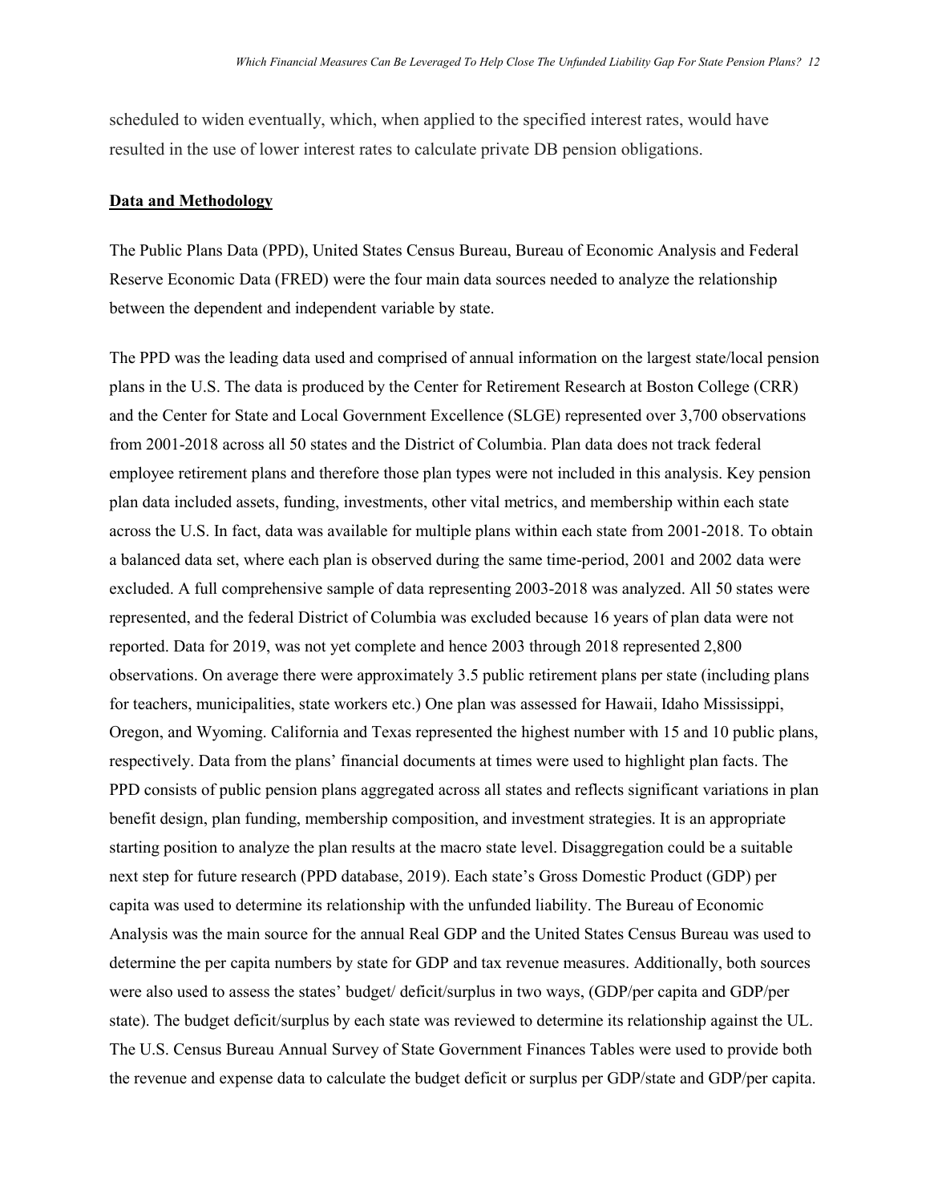scheduled to widen eventually, which, when applied to the specified interest rates, would have resulted in the use of lower interest rates to calculate private DB pension obligations.

## **Data and Methodology**

The Public Plans Data (PPD), United States Census Bureau, Bureau of Economic Analysis and Federal Reserve Economic Data (FRED) were the four main data sources needed to analyze the relationship between the dependent and independent variable by state.

The PPD was the leading data used and comprised of annual information on the largest state/local pension plans in the U.S. The data is produced by the Center for Retirement Research at Boston College (CRR) and the Center for State and Local Government Excellence (SLGE) represented over 3,700 observations from 2001-2018 across all 50 states and the District of Columbia. Plan data does not track federal employee retirement plans and therefore those plan types were not included in this analysis. Key pension plan data included assets, funding, investments, other vital metrics, and membership within each state across the U.S. In fact, data was available for multiple plans within each state from 2001-2018. To obtain a balanced data set, where each plan is observed during the same time-period, 2001 and 2002 data were excluded. A full comprehensive sample of data representing 2003-2018 was analyzed. All 50 states were represented, and the federal District of Columbia was excluded because 16 years of plan data were not reported. Data for 2019, was not yet complete and hence 2003 through 2018 represented 2,800 observations. On average there were approximately 3.5 public retirement plans per state (including plans for teachers, municipalities, state workers etc.) One plan was assessed for Hawaii, Idaho Mississippi, Oregon, and Wyoming. California and Texas represented the highest number with 15 and 10 public plans, respectively. Data from the plans' financial documents at times were used to highlight plan facts. The PPD consists of public pension plans aggregated across all states and reflects significant variations in plan benefit design, plan funding, membership composition, and investment strategies. It is an appropriate starting position to analyze the plan results at the macro state level. Disaggregation could be a suitable next step for future research (PPD database, 2019). Each state's Gross Domestic Product (GDP) per capita was used to determine its relationship with the unfunded liability. The Bureau of Economic Analysis was the main source for the annual Real GDP and the United States Census Bureau was used to determine the per capita numbers by state for GDP and tax revenue measures. Additionally, both sources were also used to assess the states' budget/ deficit/surplus in two ways, (GDP/per capita and GDP/per state). The budget deficit/surplus by each state was reviewed to determine its relationship against the UL. The U.S. Census Bureau Annual Survey of State Government Finances Tables were used to provide both the revenue and expense data to calculate the budget deficit or surplus per GDP/state and GDP/per capita.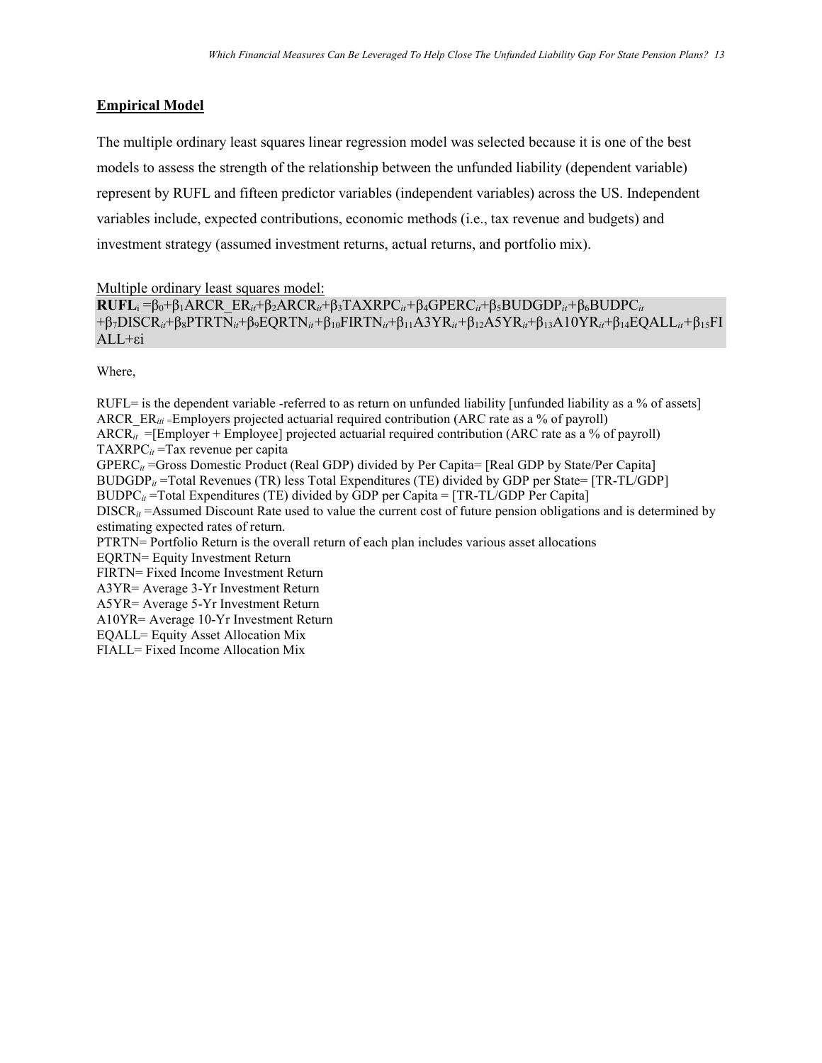## Empirical Model

The multiple ordinary least squares linear regression model was selected because it is one of the best models to assess the strength of the relationship between the unfunded liability (dependent variable) represent by RUFL and fifteen predictor variables (independent variables) across the US. Independent variables include, expected contributions, economic methods (i.e., tax revenue and budgets) and investment strategy (assumed investment returns, actual returns, and portfolio mix).

Multiple ordinary least squares model:

$$\mathbf{RUFL}_i = \beta_0 + \beta_1 ARCR\_ER_{it} + \beta_2 ARCR_{it} + \beta_3 TAXRPC_{it} + \beta_4 GPERC_{it} + \beta_5 BUDGDP_{it} + \beta_6 BUDPC_{it} + \beta_7 DISCR_{it} + \beta_8 PTRTN_{it} + \beta_9 EQRTN_{it} + \beta_{10} FIRTN_{it} + \beta_{11} A3YR_{it} + \beta_{12} A5YR_{it} + \beta_{13} A10YR_{it} + \beta_{14} EQALL_{it} + \beta_{15} FIALL + \varepsilon i$$

Where,

RUFL= is the dependent variable -referred to as return on unfunded liability [unfunded liability as a % of assets]
$ARCR\_ER_{iti}$ =Employers projected actuarial required contribution (ARC rate as a % of payroll)
$ARCR_{it}$ =[Employer + Employee] projected actuarial required contribution (ARC rate as a % of payroll)
$TAXRPC_{it}$ =Tax revenue per capita
$GPERC_{it}$ =Gross Domestic Product (Real GDP) divided by Per Capita= [Real GDP by State/Per Capita]
$BUDGDP_{it}$ =Total Revenues (TR) less Total Expenditures (TE) divided by GDP per State= [TR-TL/GDP]
$BUDPC_{it}$ =Total Expenditures (TE) divided by GDP per Capita = [TR-TL/GDP Per Capita]
$DISCR_{it}$ =Assumed Discount Rate used to value the current cost of future pension obligations and is determined by estimating expected rates of return.
PTRTN= Portfolio Return is the overall return of each plan includes various asset allocations
EQRTN= Equity Investment Return
FIRTN= Fixed Income Investment Return
A3YR= Average 3-Yr Investment Return
A5YR= Average 5-Yr Investment Return
A10YR= Average 10-Yr Investment Return
EQALL= Equity Asset Allocation Mix
FIALL= Fixed Income Allocation Mix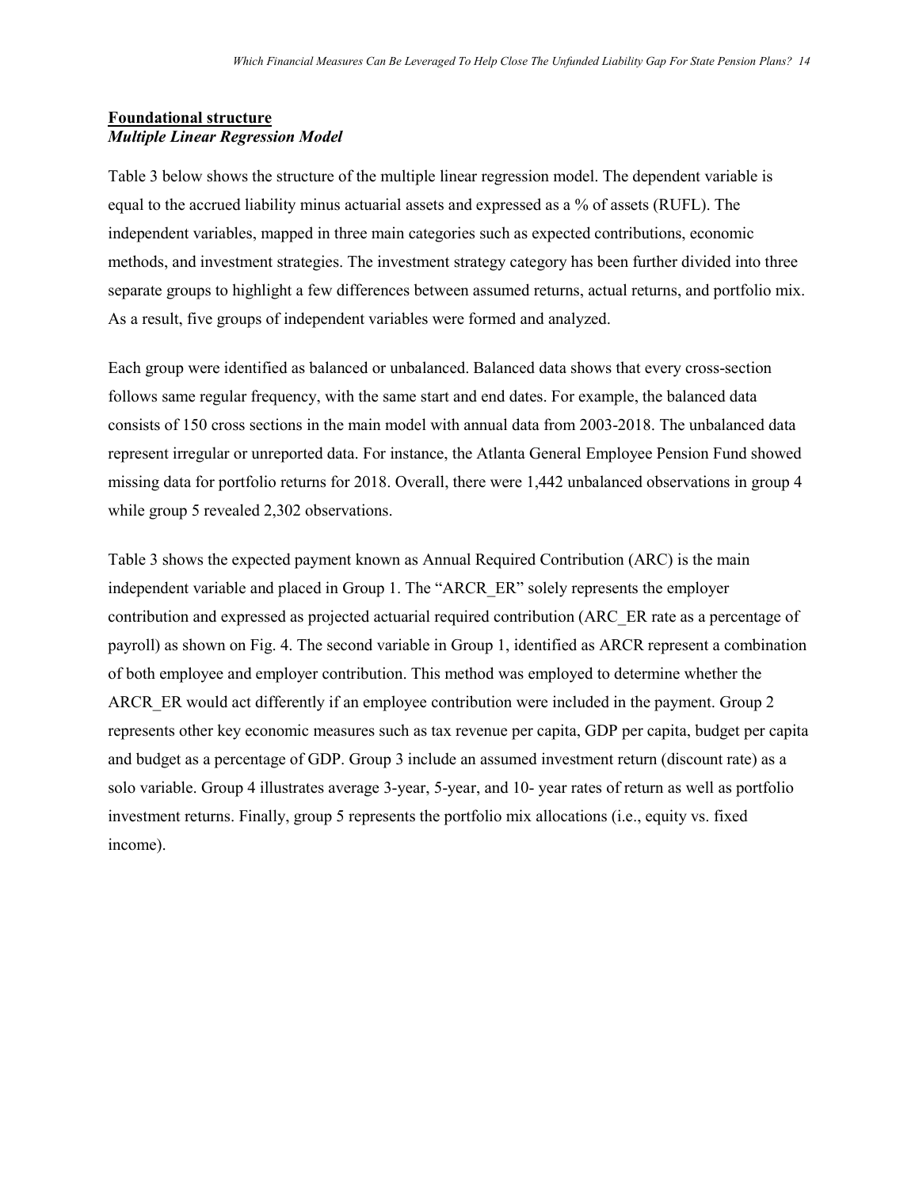**Foundational structure**
***Multiple Linear Regression Model***

Table 3 below shows the structure of the multiple linear regression model. The dependent variable is equal to the accrued liability minus actuarial assets and expressed as a % of assets (RUFL). The independent variables, mapped in three main categories such as expected contributions, economic methods, and investment strategies. The investment strategy category has been further divided into three separate groups to highlight a few differences between assumed returns, actual returns, and portfolio mix. As a result, five groups of independent variables were formed and analyzed.

Each group were identified as balanced or unbalanced. Balanced data shows that every cross-section follows same regular frequency, with the same start and end dates. For example, the balanced data consists of 150 cross sections in the main model with annual data from 2003-2018. The unbalanced data represent irregular or unreported data. For instance, the Atlanta General Employee Pension Fund showed missing data for portfolio returns for 2018. Overall, there were 1,442 unbalanced observations in group 4 while group 5 revealed 2,302 observations.

Table 3 shows the expected payment known as Annual Required Contribution (ARC) is the main independent variable and placed in Group 1. The "ARCR_ER" solely represents the employer contribution and expressed as projected actuarial required contribution (ARC_ER rate as a percentage of payroll) as shown on Fig. 4. The second variable in Group 1, identified as ARCR represent a combination of both employee and employer contribution. This method was employed to determine whether the ARCR_ER would act differently if an employee contribution were included in the payment. Group 2 represents other key economic measures such as tax revenue per capita, GDP per capita, budget per capita and budget as a percentage of GDP. Group 3 include an assumed investment return (discount rate) as a solo variable. Group 4 illustrates average 3-year, 5-year, and 10- year rates of return as well as portfolio investment returns. Finally, group 5 represents the portfolio mix allocations (i.e., equity vs. fixed income).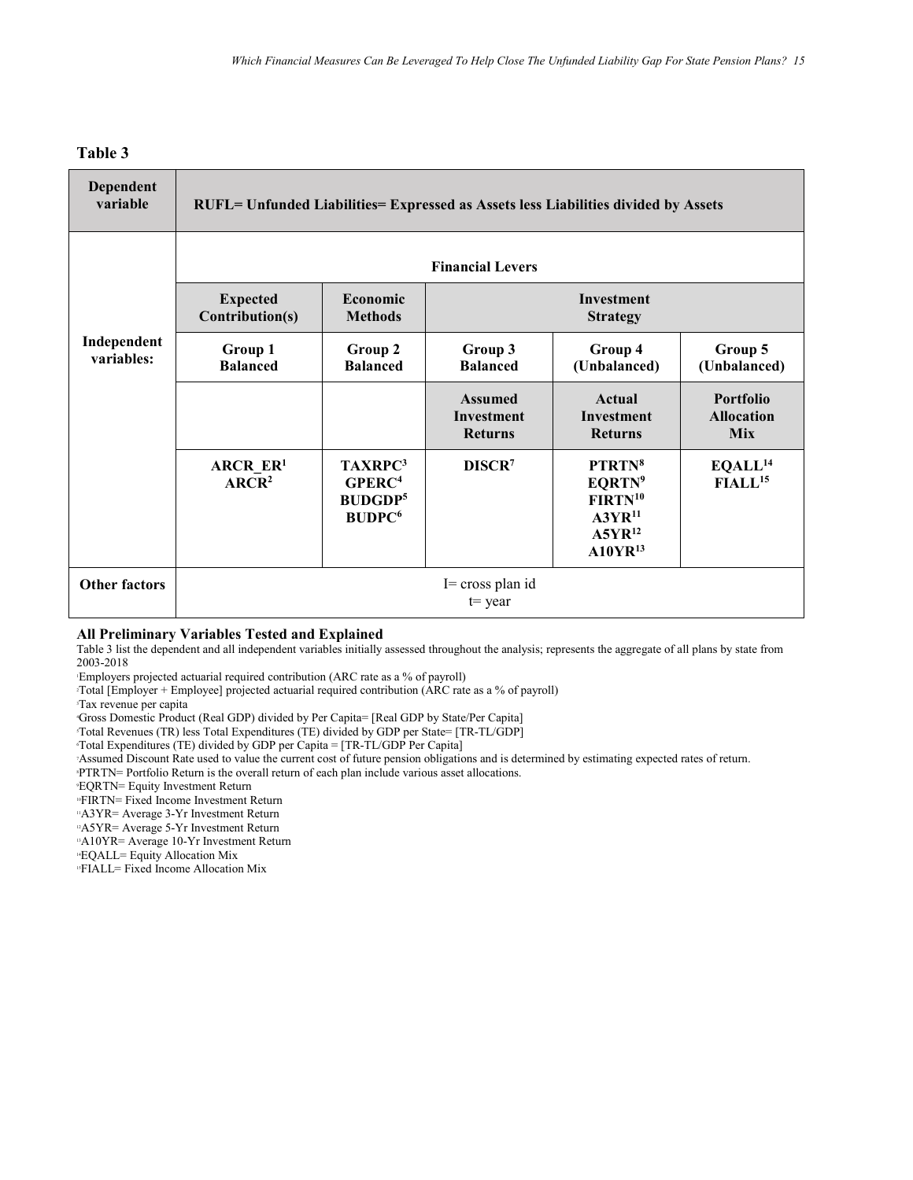## Table 3

| Dependent variable | RUFL= Unfunded Liabilities= Expressed as Assets less Liabilities divided by Assets | | | | |
|---|---|---|---|---|---|
| Independent variables: | Financial Levers | | | | |
| | Expected Contribution(s) | Economic Methods | Investment Strategy | | |
| | Group 1 Balanced | Group 2 Balanced | Group 3 Balanced | Group 4 (Unbalanced) | Group 5 (Unbalanced) |
| | | | Assumed Investment Returns | Actual Investment Returns | Portfolio Allocation Mix |
| | ARCR_ER[1] ARCR[2] | TAXRPC[3] GPERC[4] BUDGDP[5] BUDPC[6] | DISCR[7] | PTRTN[8] EQRTN[9] FIRTN[10] A3YR[11] A5YR[12] A10YR[13] | EQALL[14] FIALL[15] |
| Other factors | I= cross plan id t= year | | | | |

**All Preliminary Variables Tested and Explained**

Table 3 list the dependent and all independent variables initially assessed throughout the analysis; represents the aggregate of all plans by state from 2003-2018

[1]Employers projected actuarial required contribution (ARC rate as a % of payroll)

[2]Total [Employer + Employee] projected actuarial required contribution (ARC rate as a % of payroll)

[3]Tax revenue per capita

[4]Gross Domestic Product (Real GDP) divided by Per Capita= [Real GDP by State/Per Capita]

[5]Total Revenues (TR) less Total Expenditures (TE) divided by GDP per State= [TR-TL/GDP]

[6]Total Expenditures (TE) divided by GDP per Capita = [TR-TL/GDP Per Capita]

[7]Assumed Discount Rate used to value the current cost of future pension obligations and is determined by estimating expected rates of return.

[8]PTRTN= Portfolio Return is the overall return of each plan include various asset allocations.

[9]EQRTN= Equity Investment Return

[10]FIRTN= Fixed Income Investment Return

[11]A3YR= Average 3-Yr Investment Return

[12]A5YR= Average 5-Yr Investment Return

[13]A10YR= Average 10-Yr Investment Return

[14]EQALL= Equity Allocation Mix

[15]FIALL= Fixed Income Allocation Mix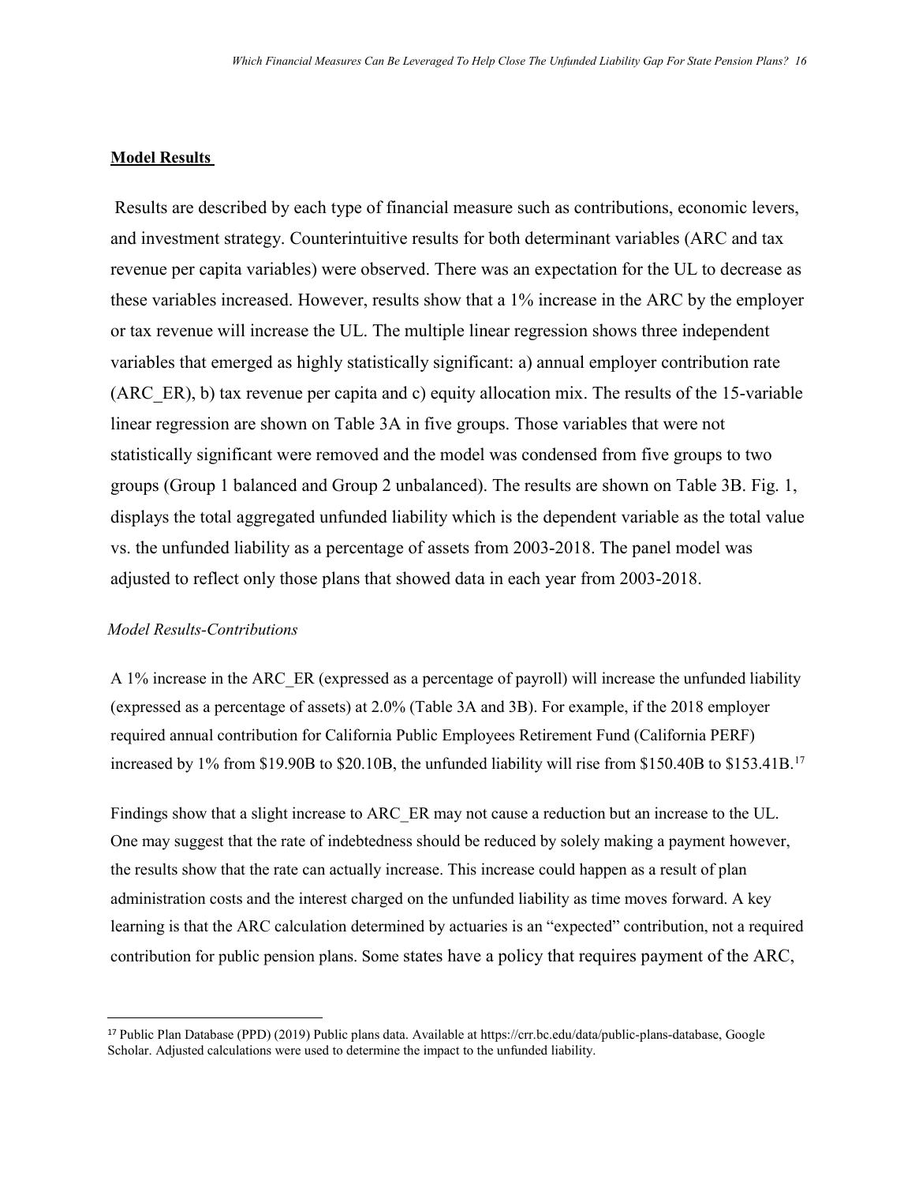## **Model Results**

Results are described by each type of financial measure such as contributions, economic levers, and investment strategy. Counterintuitive results for both determinant variables (ARC and tax revenue per capita variables) were observed. There was an expectation for the UL to decrease as these variables increased. However, results show that a 1% increase in the ARC by the employer or tax revenue will increase the UL. The multiple linear regression shows three independent variables that emerged as highly statistically significant: a) annual employer contribution rate (ARC_ER), b) tax revenue per capita and c) equity allocation mix. The results of the 15-variable linear regression are shown on Table 3A in five groups. Those variables that were not statistically significant were removed and the model was condensed from five groups to two groups (Group 1 balanced and Group 2 unbalanced). The results are shown on Table 3B. Fig. 1, displays the total aggregated unfunded liability which is the dependent variable as the total value vs. the unfunded liability as a percentage of assets from 2003-2018. The panel model was adjusted to reflect only those plans that showed data in each year from 2003-2018.

### *Model Results-Contributions*

A 1% increase in the ARC_ER (expressed as a percentage of payroll) will increase the unfunded liability (expressed as a percentage of assets) at 2.0% (Table 3A and 3B). For example, if the 2018 employer required annual contribution for California Public Employees Retirement Fund (California PERF) increased by 1% from \$19.90B to \$20.10B, the unfunded liability will rise from \$150.40B to \$153.41B.[17]

Findings show that a slight increase to ARC_ER may not cause a reduction but an increase to the UL. One may suggest that the rate of indebtedness should be reduced by solely making a payment however, the results show that the rate can actually increase. This increase could happen as a result of plan administration costs and the interest charged on the unfunded liability as time moves forward. A key learning is that the ARC calculation determined by actuaries is an "expected" contribution, not a required contribution for public pension plans. Some states have a policy that requires payment of the ARC,

[17] Public Plan Database (PPD) (2019) Public plans data. Available at https://crr.bc.edu/data/public-plans-database, Google Scholar. Adjusted calculations were used to determine the impact to the unfunded liability.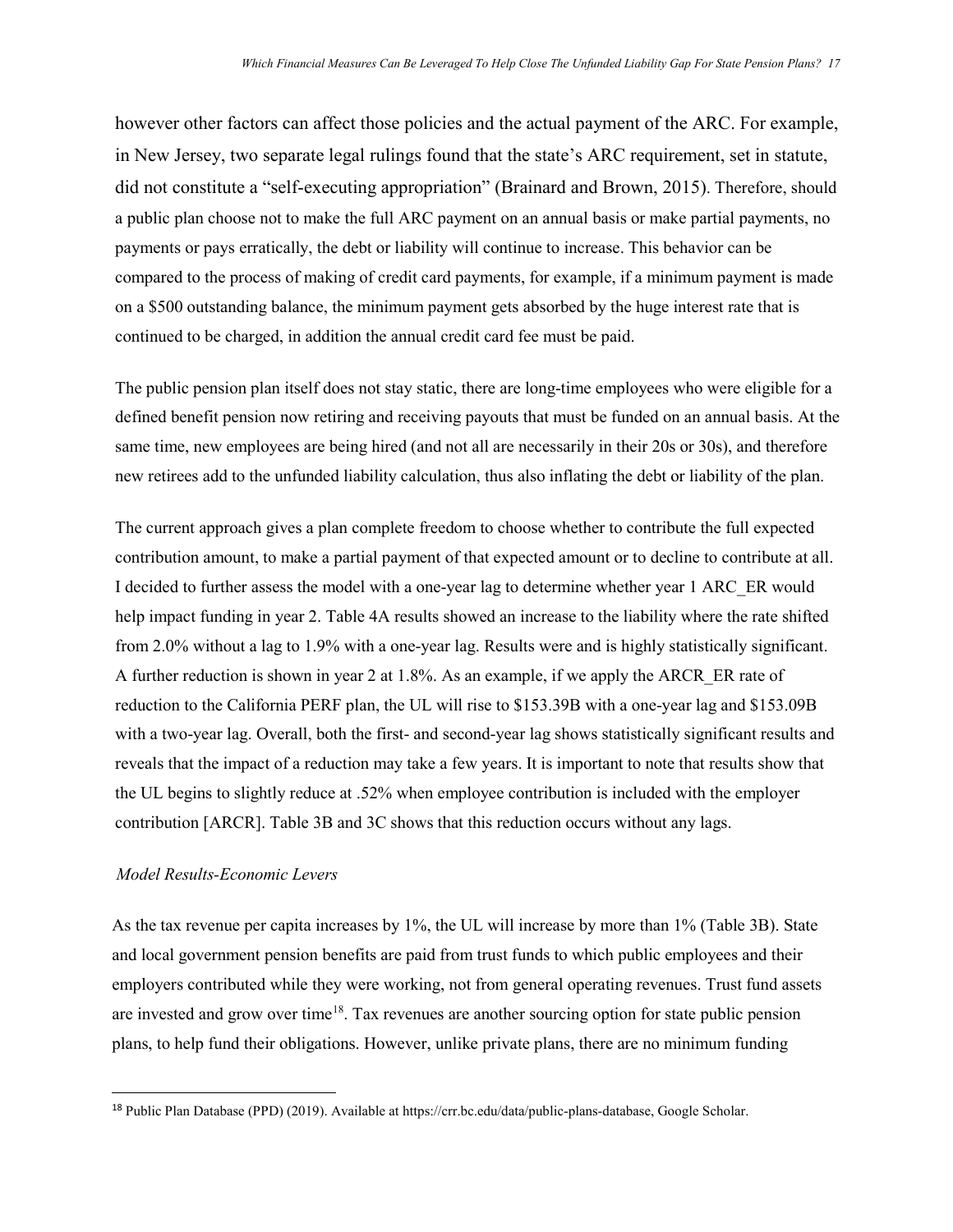however other factors can affect those policies and the actual payment of the ARC. For example, in New Jersey, two separate legal rulings found that the state's ARC requirement, set in statute, did not constitute a "self-executing appropriation" (Brainard and Brown, 2015). Therefore, should a public plan choose not to make the full ARC payment on an annual basis or make partial payments, no payments or pays erratically, the debt or liability will continue to increase. This behavior can be compared to the process of making of credit card payments, for example, if a minimum payment is made on a $500 outstanding balance, the minimum payment gets absorbed by the huge interest rate that is continued to be charged, in addition the annual credit card fee must be paid.

The public pension plan itself does not stay static, there are long-time employees who were eligible for a defined benefit pension now retiring and receiving payouts that must be funded on an annual basis. At the same time, new employees are being hired (and not all are necessarily in their 20s or 30s), and therefore new retirees add to the unfunded liability calculation, thus also inflating the debt or liability of the plan.

The current approach gives a plan complete freedom to choose whether to contribute the full expected contribution amount, to make a partial payment of that expected amount or to decline to contribute at all. I decided to further assess the model with a one-year lag to determine whether year 1 ARC_ER would help impact funding in year 2. Table 4A results showed an increase to the liability where the rate shifted from 2.0% without a lag to 1.9% with a one-year lag. Results were and is highly statistically significant. A further reduction is shown in year 2 at 1.8%. As an example, if we apply the ARCR_ER rate of reduction to the California PERF plan, the UL will rise to $153.39B with a one-year lag and $153.09B with a two-year lag. Overall, both the first- and second-year lag shows statistically significant results and reveals that the impact of a reduction may take a few years. It is important to note that results show that the UL begins to slightly reduce at .52% when employee contribution is included with the employer contribution [ARCR]. Table 3B and 3C shows that this reduction occurs without any lags.

*Model Results-Economic Levers*

As the tax revenue per capita increases by 1%, the UL will increase by more than 1% (Table 3B). State and local government pension benefits are paid from trust funds to which public employees and their employers contributed while they were working, not from general operating revenues. Trust fund assets are invested and grow over time[18]. Tax revenues are another sourcing option for state public pension plans, to help fund their obligations. However, unlike private plans, there are no minimum funding

[18] Public Plan Database (PPD) (2019). Available at https://crr.bc.edu/data/public-plans-database, Google Scholar.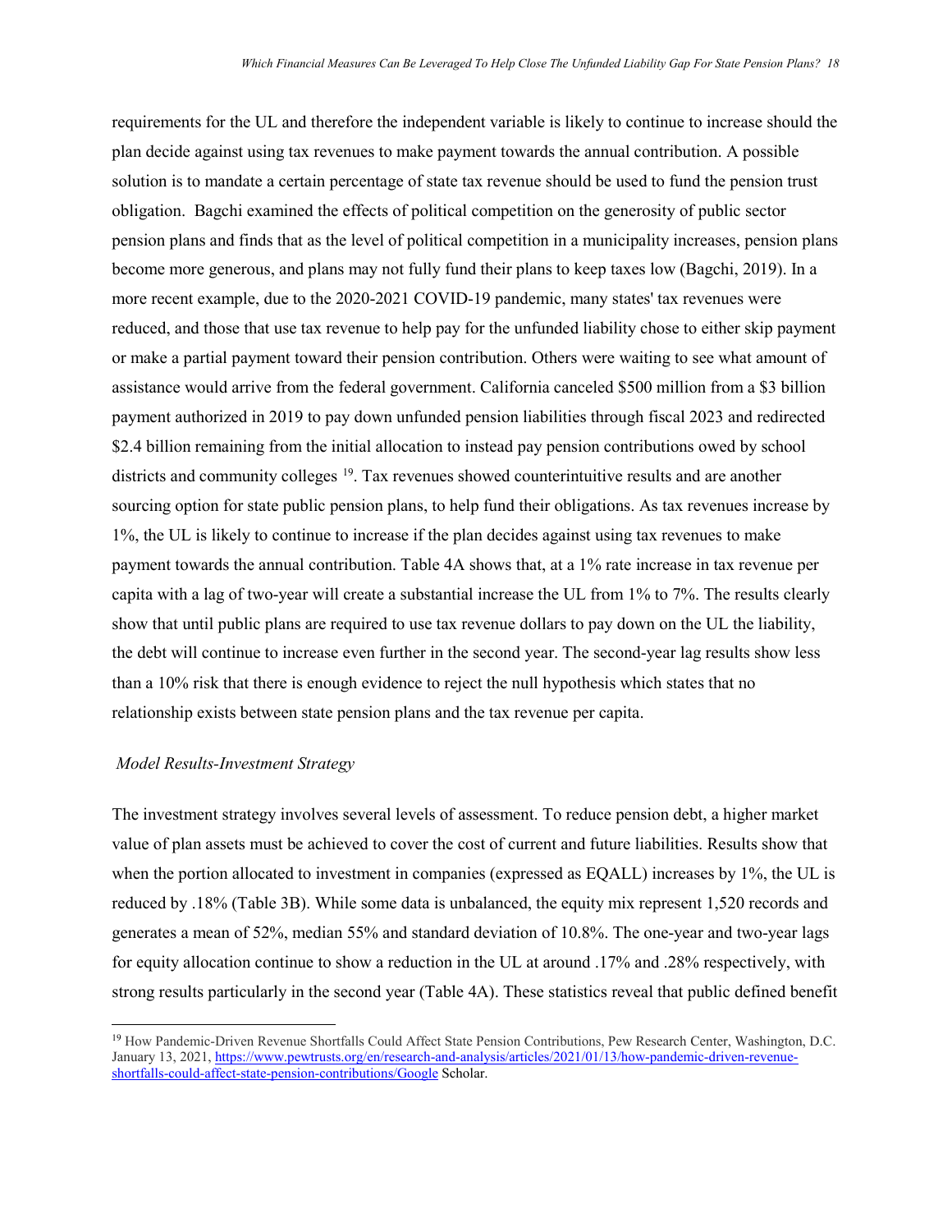requirements for the UL and therefore the independent variable is likely to continue to increase should the plan decide against using tax revenues to make payment towards the annual contribution. A possible solution is to mandate a certain percentage of state tax revenue should be used to fund the pension trust obligation. Bagchi examined the effects of political competition on the generosity of public sector pension plans and finds that as the level of political competition in a municipality increases, pension plans become more generous, and plans may not fully fund their plans to keep taxes low (Bagchi, 2019). In a more recent example, due to the 2020-2021 COVID-19 pandemic, many states' tax revenues were reduced, and those that use tax revenue to help pay for the unfunded liability chose to either skip payment or make a partial payment toward their pension contribution. Others were waiting to see what amount of assistance would arrive from the federal government. California canceled $500 million from a $3 billion payment authorized in 2019 to pay down unfunded pension liabilities through fiscal 2023 and redirected $2.4 billion remaining from the initial allocation to instead pay pension contributions owed by school districts and community colleges [19]. Tax revenues showed counterintuitive results and are another sourcing option for state public pension plans, to help fund their obligations. As tax revenues increase by 1%, the UL is likely to continue to increase if the plan decides against using tax revenues to make payment towards the annual contribution. Table 4A shows that, at a 1% rate increase in tax revenue per capita with a lag of two-year will create a substantial increase the UL from 1% to 7%. The results clearly show that until public plans are required to use tax revenue dollars to pay down on the UL the liability, the debt will continue to increase even further in the second year. The second-year lag results show less than a 10% risk that there is enough evidence to reject the null hypothesis which states that no relationship exists between state pension plans and the tax revenue per capita.

*Model Results-Investment Strategy*

The investment strategy involves several levels of assessment. To reduce pension debt, a higher market value of plan assets must be achieved to cover the cost of current and future liabilities. Results show that when the portion allocated to investment in companies (expressed as EQALL) increases by 1%, the UL is reduced by .18% (Table 3B). While some data is unbalanced, the equity mix represent 1,520 records and generates a mean of 52%, median 55% and standard deviation of 10.8%. The one-year and two-year lags for equity allocation continue to show a reduction in the UL at around .17% and .28% respectively, with strong results particularly in the second year (Table 4A). These statistics reveal that public defined benefit

[19] How Pandemic-Driven Revenue Shortfalls Could Affect State Pension Contributions, Pew Research Center, Washington, D.C. January 13, 2021, https://www.pewtrusts.org/en/research-and-analysis/articles/2021/01/13/how-pandemic-driven-revenue-shortfalls-could-affect-state-pension-contributions/Google Scholar.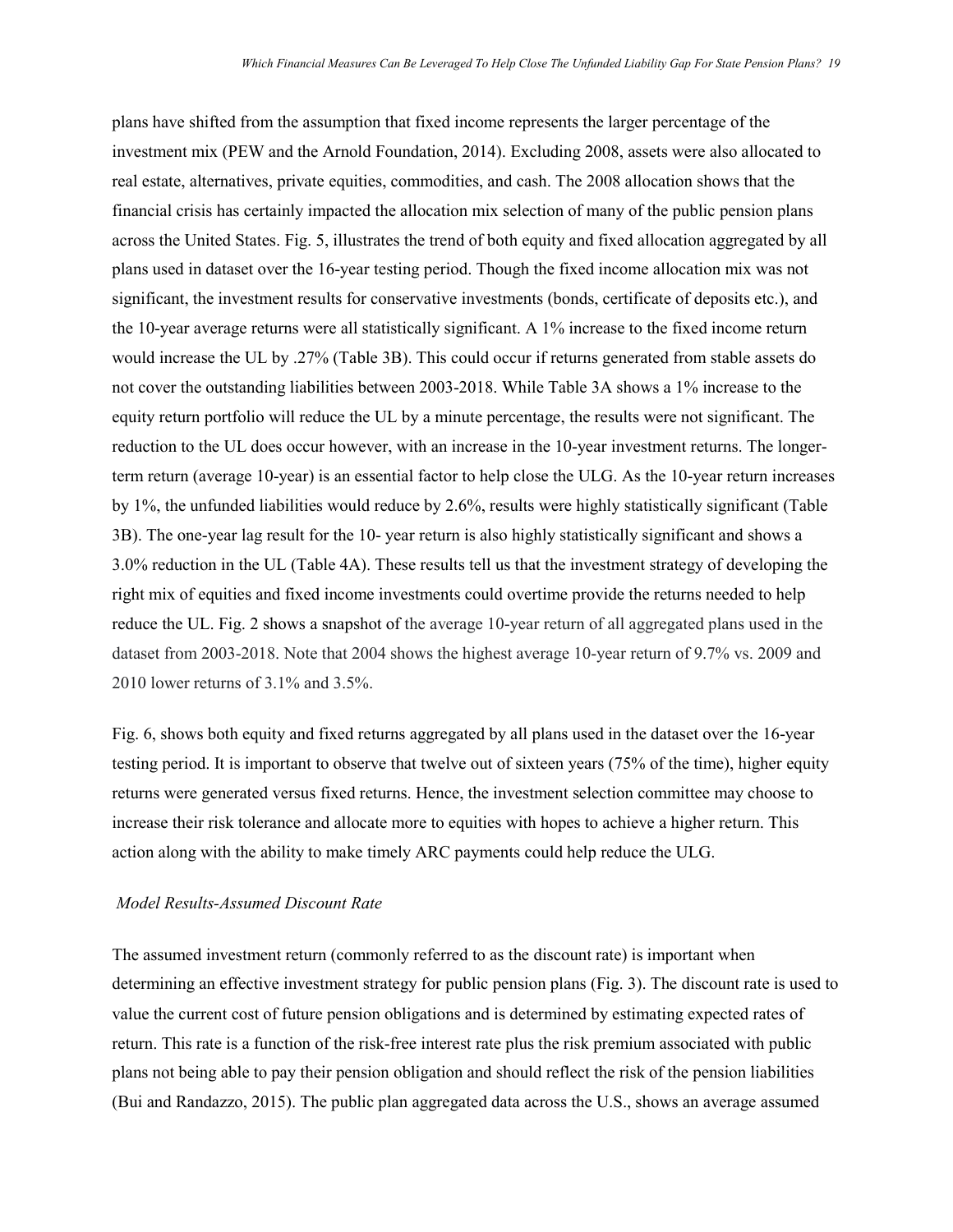plans have shifted from the assumption that fixed income represents the larger percentage of the investment mix (PEW and the Arnold Foundation, 2014). Excluding 2008, assets were also allocated to real estate, alternatives, private equities, commodities, and cash. The 2008 allocation shows that the financial crisis has certainly impacted the allocation mix selection of many of the public pension plans across the United States. Fig. 5, illustrates the trend of both equity and fixed allocation aggregated by all plans used in dataset over the 16-year testing period. Though the fixed income allocation mix was not significant, the investment results for conservative investments (bonds, certificate of deposits etc.), and the 10-year average returns were all statistically significant. A 1% increase to the fixed income return would increase the UL by .27% (Table 3B). This could occur if returns generated from stable assets do not cover the outstanding liabilities between 2003-2018. While Table 3A shows a 1% increase to the equity return portfolio will reduce the UL by a minute percentage, the results were not significant. The reduction to the UL does occur however, with an increase in the 10-year investment returns. The longer-term return (average 10-year) is an essential factor to help close the ULG. As the 10-year return increases by 1%, the unfunded liabilities would reduce by 2.6%, results were highly statistically significant (Table 3B). The one-year lag result for the 10- year return is also highly statistically significant and shows a 3.0% reduction in the UL (Table 4A). These results tell us that the investment strategy of developing the right mix of equities and fixed income investments could overtime provide the returns needed to help reduce the UL. Fig. 2 shows a snapshot of the average 10-year return of all aggregated plans used in the dataset from 2003-2018. Note that 2004 shows the highest average 10-year return of 9.7% vs. 2009 and 2010 lower returns of 3.1% and 3.5%.

Fig. 6, shows both equity and fixed returns aggregated by all plans used in the dataset over the 16-year testing period. It is important to observe that twelve out of sixteen years (75% of the time), higher equity returns were generated versus fixed returns. Hence, the investment selection committee may choose to increase their risk tolerance and allocate more to equities with hopes to achieve a higher return. This action along with the ability to make timely ARC payments could help reduce the ULG.

*Model Results-Assumed Discount Rate*

The assumed investment return (commonly referred to as the discount rate) is important when determining an effective investment strategy for public pension plans (Fig. 3). The discount rate is used to value the current cost of future pension obligations and is determined by estimating expected rates of return. This rate is a function of the risk-free interest rate plus the risk premium associated with public plans not being able to pay their pension obligation and should reflect the risk of the pension liabilities (Bui and Randazzo, 2015). The public plan aggregated data across the U.S., shows an average assumed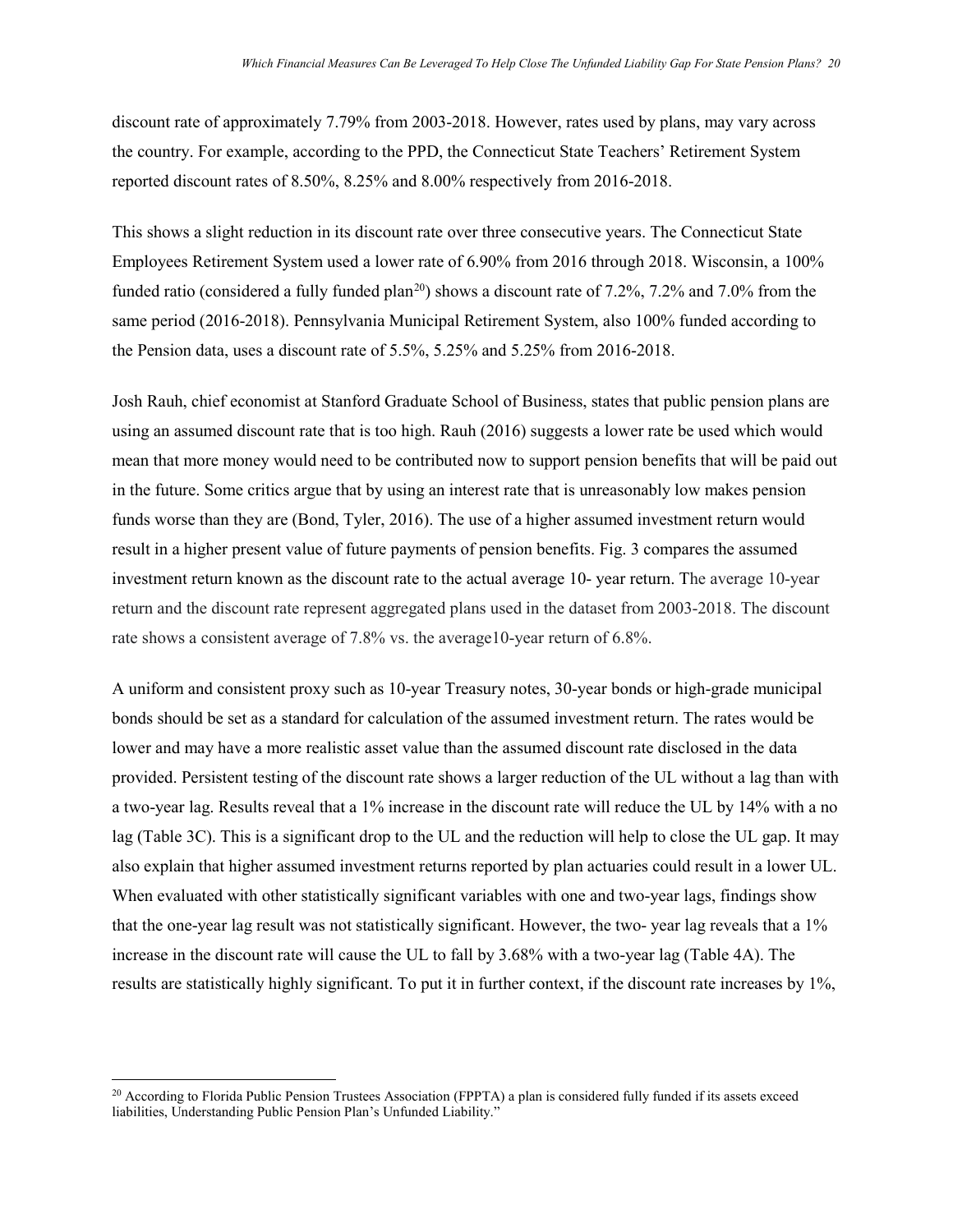discount rate of approximately 7.79% from 2003-2018. However, rates used by plans, may vary across the country. For example, according to the PPD, the Connecticut State Teachers' Retirement System reported discount rates of 8.50%, 8.25% and 8.00% respectively from 2016-2018.

This shows a slight reduction in its discount rate over three consecutive years. The Connecticut State Employees Retirement System used a lower rate of 6.90% from 2016 through 2018. Wisconsin, a 100% funded ratio (considered a fully funded plan[20]) shows a discount rate of 7.2%, 7.2% and 7.0% from the same period (2016-2018). Pennsylvania Municipal Retirement System, also 100% funded according to the Pension data, uses a discount rate of 5.5%, 5.25% and 5.25% from 2016-2018.

Josh Rauh, chief economist at Stanford Graduate School of Business, states that public pension plans are using an assumed discount rate that is too high. Rauh (2016) suggests a lower rate be used which would mean that more money would need to be contributed now to support pension benefits that will be paid out in the future. Some critics argue that by using an interest rate that is unreasonably low makes pension funds worse than they are (Bond, Tyler, 2016). The use of a higher assumed investment return would result in a higher present value of future payments of pension benefits. Fig. 3 compares the assumed investment return known as the discount rate to the actual average 10- year return. The average 10-year return and the discount rate represent aggregated plans used in the dataset from 2003-2018. The discount rate shows a consistent average of 7.8% vs. the average10-year return of 6.8%.

A uniform and consistent proxy such as 10-year Treasury notes, 30-year bonds or high-grade municipal bonds should be set as a standard for calculation of the assumed investment return. The rates would be lower and may have a more realistic asset value than the assumed discount rate disclosed in the data provided. Persistent testing of the discount rate shows a larger reduction of the UL without a lag than with a two-year lag. Results reveal that a 1% increase in the discount rate will reduce the UL by 14% with a no lag (Table 3C). This is a significant drop to the UL and the reduction will help to close the UL gap. It may also explain that higher assumed investment returns reported by plan actuaries could result in a lower UL. When evaluated with other statistically significant variables with one and two-year lags, findings show that the one-year lag result was not statistically significant. However, the two- year lag reveals that a 1% increase in the discount rate will cause the UL to fall by 3.68% with a two-year lag (Table 4A). The results are statistically highly significant. To put it in further context, if the discount rate increases by 1%,

[20] According to Florida Public Pension Trustees Association (FPPTA) a plan is considered fully funded if its assets exceed liabilities, Understanding Public Pension Plan's Unfunded Liability."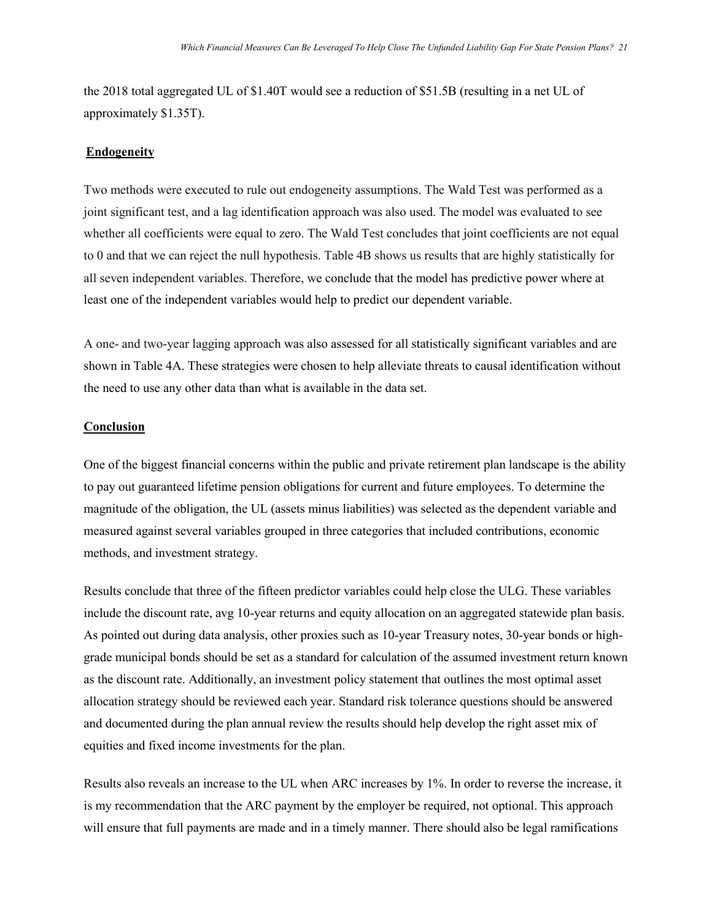the 2018 total aggregated UL of $1.40T would see a reduction of $51.5B (resulting in a net UL of approximately $1.35T).

**Endogeneity**

Two methods were executed to rule out endogeneity assumptions. The Wald Test was performed as a joint significant test, and a lag identification approach was also used. The model was evaluated to see whether all coefficients were equal to zero. The Wald Test concludes that joint coefficients are not equal to 0 and that we can reject the null hypothesis. Table 4B shows us results that are highly statistically for all seven independent variables. Therefore, we conclude that the model has predictive power where at least one of the independent variables would help to predict our dependent variable.

A one- and two-year lagging approach was also assessed for all statistically significant variables and are shown in Table 4A. These strategies were chosen to help alleviate threats to causal identification without the need to use any other data than what is available in the data set.

**Conclusion**

One of the biggest financial concerns within the public and private retirement plan landscape is the ability to pay out guaranteed lifetime pension obligations for current and future employees. To determine the magnitude of the obligation, the UL (assets minus liabilities) was selected as the dependent variable and measured against several variables grouped in three categories that included contributions, economic methods, and investment strategy.

Results conclude that three of the fifteen predictor variables could help close the ULG. These variables include the discount rate, avg 10-year returns and equity allocation on an aggregated statewide plan basis. As pointed out during data analysis, other proxies such as 10-year Treasury notes, 30-year bonds or high-grade municipal bonds should be set as a standard for calculation of the assumed investment return known as the discount rate. Additionally, an investment policy statement that outlines the most optimal asset allocation strategy should be reviewed each year. Standard risk tolerance questions should be answered and documented during the plan annual review the results should help develop the right asset mix of equities and fixed income investments for the plan.

Results also reveals an increase to the UL when ARC increases by 1%. In order to reverse the increase, it is my recommendation that the ARC payment by the employer be required, not optional. This approach will ensure that full payments are made and in a timely manner. There should also be legal ramifications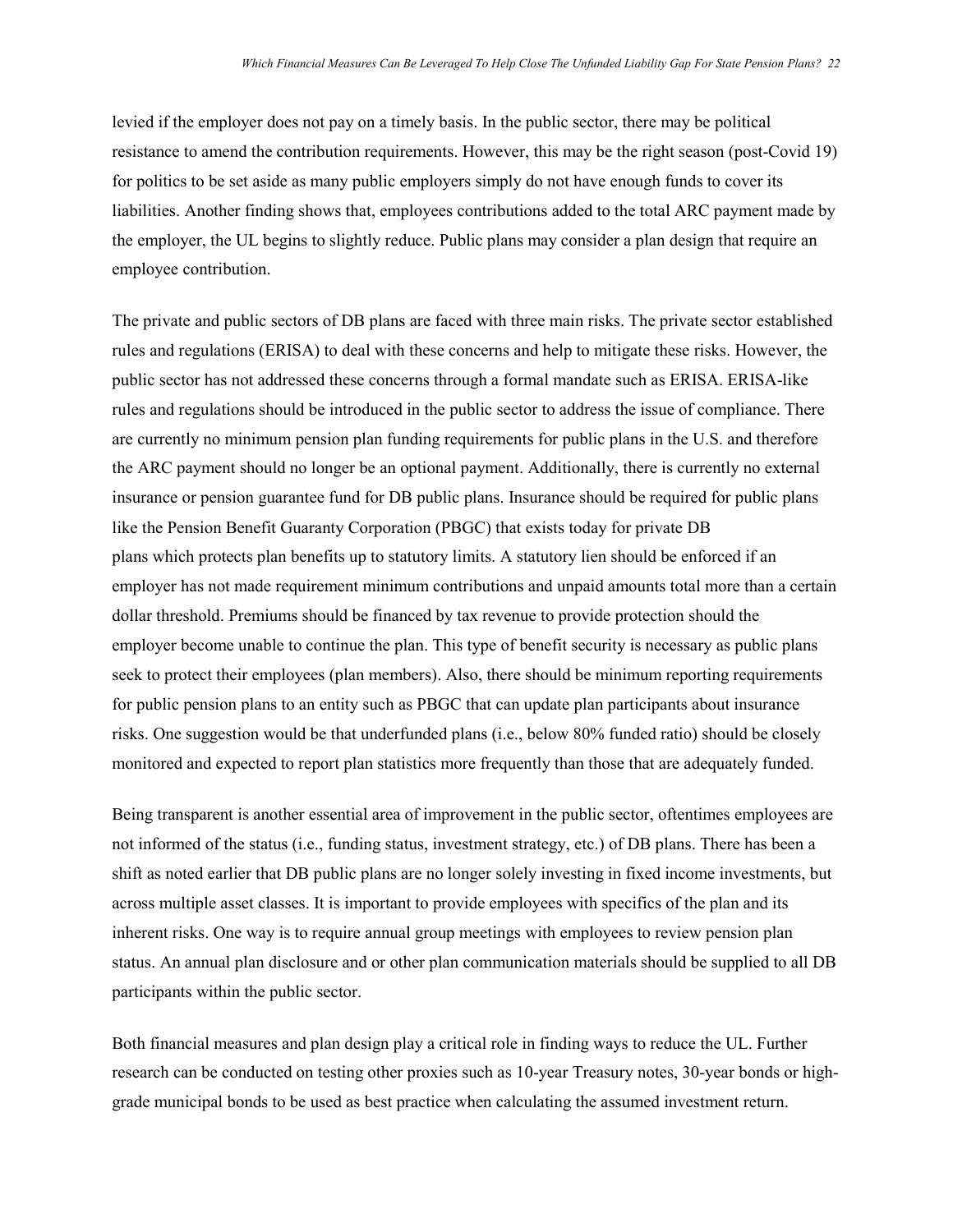levied if the employer does not pay on a timely basis. In the public sector, there may be political resistance to amend the contribution requirements. However, this may be the right season (post-Covid 19) for politics to be set aside as many public employers simply do not have enough funds to cover its liabilities. Another finding shows that, employees contributions added to the total ARC payment made by the employer, the UL begins to slightly reduce. Public plans may consider a plan design that require an employee contribution.

The private and public sectors of DB plans are faced with three main risks. The private sector established rules and regulations (ERISA) to deal with these concerns and help to mitigate these risks. However, the public sector has not addressed these concerns through a formal mandate such as ERISA. ERISA-like rules and regulations should be introduced in the public sector to address the issue of compliance. There are currently no minimum pension plan funding requirements for public plans in the U.S. and therefore the ARC payment should no longer be an optional payment. Additionally, there is currently no external insurance or pension guarantee fund for DB public plans. Insurance should be required for public plans like the Pension Benefit Guaranty Corporation (PBGC) that exists today for private DB plans which protects plan benefits up to statutory limits. A statutory lien should be enforced if an employer has not made requirement minimum contributions and unpaid amounts total more than a certain dollar threshold. Premiums should be financed by tax revenue to provide protection should the employer become unable to continue the plan. This type of benefit security is necessary as public plans seek to protect their employees (plan members). Also, there should be minimum reporting requirements for public pension plans to an entity such as PBGC that can update plan participants about insurance risks. One suggestion would be that underfunded plans (i.e., below 80% funded ratio) should be closely monitored and expected to report plan statistics more frequently than those that are adequately funded.

Being transparent is another essential area of improvement in the public sector, oftentimes employees are not informed of the status (i.e., funding status, investment strategy, etc.) of DB plans. There has been a shift as noted earlier that DB public plans are no longer solely investing in fixed income investments, but across multiple asset classes. It is important to provide employees with specifics of the plan and its inherent risks. One way is to require annual group meetings with employees to review pension plan status. An annual plan disclosure and or other plan communication materials should be supplied to all DB participants within the public sector.

Both financial measures and plan design play a critical role in finding ways to reduce the UL. Further research can be conducted on testing other proxies such as 10-year Treasury notes, 30-year bonds or high-grade municipal bonds to be used as best practice when calculating the assumed investment return.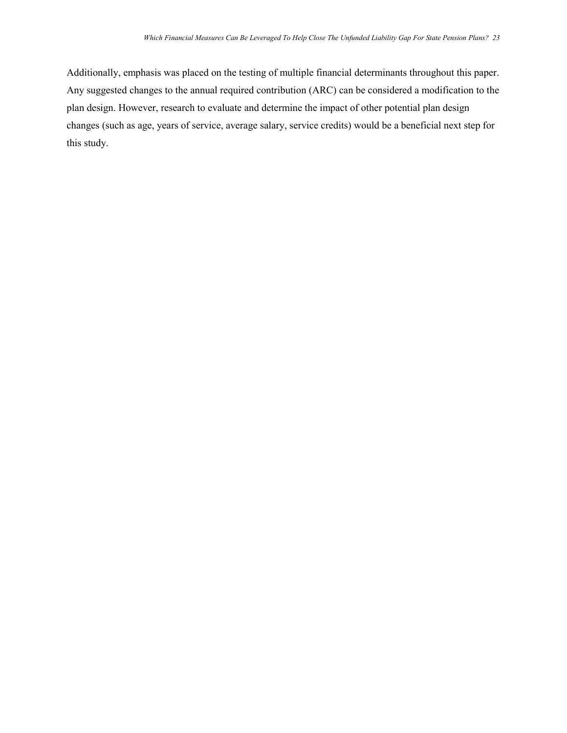Additionally, emphasis was placed on the testing of multiple financial determinants throughout this paper. Any suggested changes to the annual required contribution (ARC) can be considered a modification to the plan design. However, research to evaluate and determine the impact of other potential plan design changes (such as age, years of service, average salary, service credits) would be a beneficial next step for this study.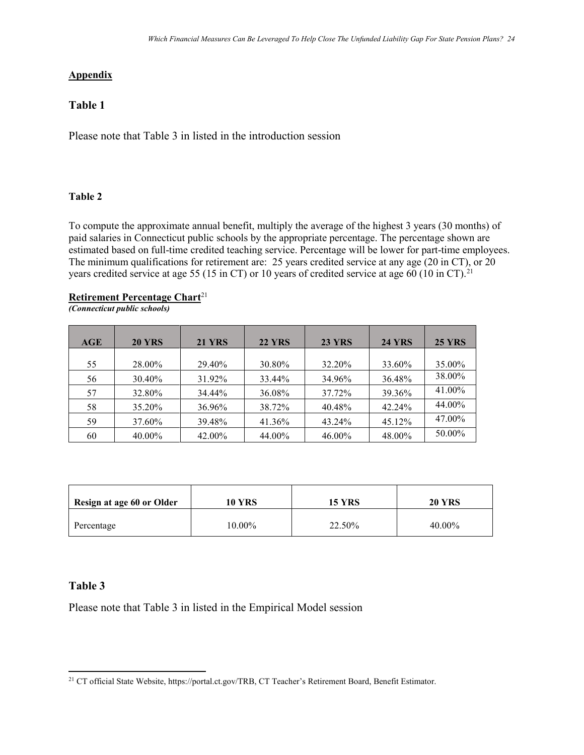**Appendix**

## Table 1

Please note that Table 3 in listed in the introduction session

## Table 2

To compute the approximate annual benefit, multiply the average of the highest 3 years (30 months) of paid salaries in Connecticut public schools by the appropriate percentage. The percentage shown are estimated based on full-time credited teaching service. Percentage will be lower for part-time employees. The minimum qualifications for retirement are: 25 years credited service at any age (20 in CT), or 20 years credited service at age 55 (15 in CT) or 10 years of credited service at age 60 (10 in CT).[21]

**Retirement Percentage Chart**[21]
***(Connecticut public schools)***

| AGE | 20 YRS | 21 YRS | 22 YRS | 23 YRS | 24 YRS | 25 YRS |
|---|---|---|---|---|---|---|
| 55 | 28.00% | 29.40% | 30.80% | 32.20% | 33.60% | 35.00% |
| 56 | 30.40% | 31.92% | 33.44% | 34.96% | 36.48% | 38.00% |
| 57 | 32.80% | 34.44% | 36.08% | 37.72% | 39.36% | 41.00% |
| 58 | 35.20% | 36.96% | 38.72% | 40.48% | 42.24% | 44.00% |
| 59 | 37.60% | 39.48% | 41.36% | 43.24% | 45.12% | 47.00% |
| 60 | 40.00% | 42.00% | 44.00% | 46.00% | 48.00% | 50.00% |

| Resign at age 60 or Older | 10 YRS | 15 YRS | 20 YRS |
|---|---|---|---|
| Percentage | 10.00% | 22.50% | 40.00% |

## Table 3

Please note that Table 3 in listed in the Empirical Model session

[21] CT official State Website, https://portal.ct.gov/TRB, CT Teacher's Retirement Board, Benefit Estimator.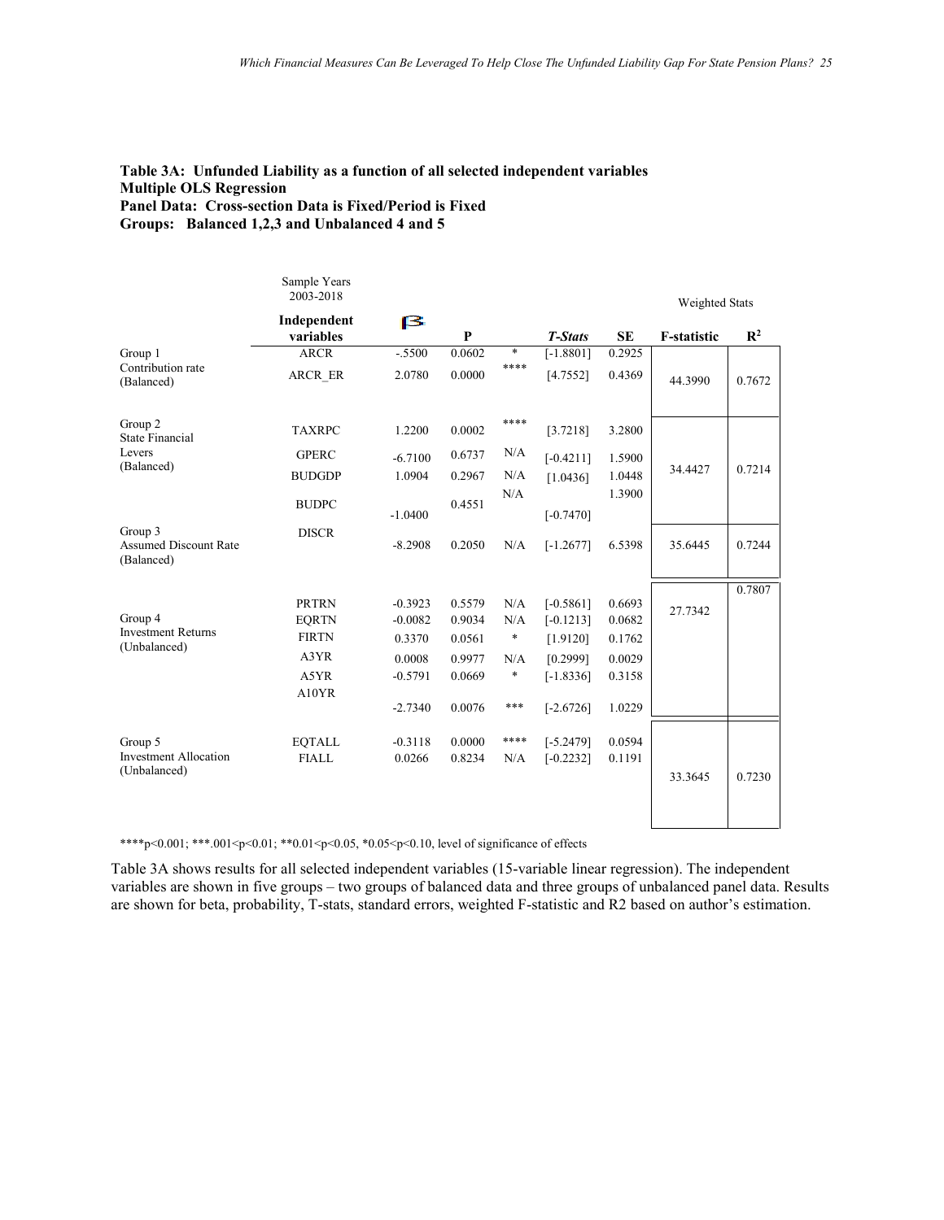**Table 3A: Unfunded Liability as a function of all selected independent variables**
**Multiple OLS Regression**
**Panel Data: Cross-section Data is Fixed/Period is Fixed**
**Groups: Balanced 1,2,3 and Unbalanced 4 and 5**

| | Sample Years 2003-2018 | | | | | | Weighted Stats | |
|---|---|---|---|---|---|---|---|---|
| | **Independent variables** | **β** | **P** | | ***T-Stats*** | **SE** | **F-statistic** | $R^2$ |
| Group 1 Contribution rate (Balanced) | ARCR | -.5500 | 0.0602 | * | [-1.8801] | 0.2925 | 44.3990 | 0.7672 |
| | ARCR_ER | 2.0780 | 0.0000 | **** | [4.7552] | 0.4369 | | |
| Group 2 State Financial Levers (Balanced) | TAXRPC | 1.2200 | 0.0002 | **** | [3.7218] | 3.2800 | 34.4427 | 0.7214 |
| | GPERC | -6.7100 | 0.6737 | N/A | [-0.4211] | 1.5900 | | |
| | BUDGDP | 1.0904 | 0.2967 | N/A | [1.0436] | 1.0448 | | |
| | BUDPC | -1.0400 | 0.4551 | N/A | [-0.7470] | 1.3900 | | |
| Group 3 Assumed Discount Rate (Balanced) | DISCR | -8.2908 | 0.2050 | N/A | [-1.2677] | 6.5398 | 35.6445 | 0.7244 |
| Group 4 Investment Returns (Unbalanced) | PRTRN | -0.3923 | 0.5579 | N/A | [-0.5861] | 0.6693 | 27.7342 | 0.7807 |
| | EQRTN | -0.0082 | 0.9034 | N/A | [-0.1213] | 0.0682 | | |
| | FIRTN | 0.3370 | 0.0561 | * | [1.9120] | 0.1762 | | |
| | A3YR | 0.0008 | 0.9977 | N/A | [0.2999] | 0.0029 | | |
| | A5YR | -0.5791 | 0.0669 | * | [-1.8336] | 0.3158 | | |
| | A10YR | -2.7340 | 0.0076 | *** | [-2.6726] | 1.0229 | | |
| Group 5 Investment Allocation (Unbalanced) | EQTALL | -0.3118 | 0.0000 | **** | [-5.2479] | 0.0594 | 33.3645 | 0.7230 |
| | FIALL | 0.0266 | 0.8234 | N/A | [-0.2232] | 0.1191 | | |

****p<0.001; ***.001<p<0.01; **0.01<p<0.05, *0.05<p<0.10, level of significance of effects

Table 3A shows results for all selected independent variables (15-variable linear regression). The independent variables are shown in five groups – two groups of balanced data and three groups of unbalanced panel data. Results are shown for beta, probability, T-stats, standard errors, weighted F-statistic and R2 based on author's estimation.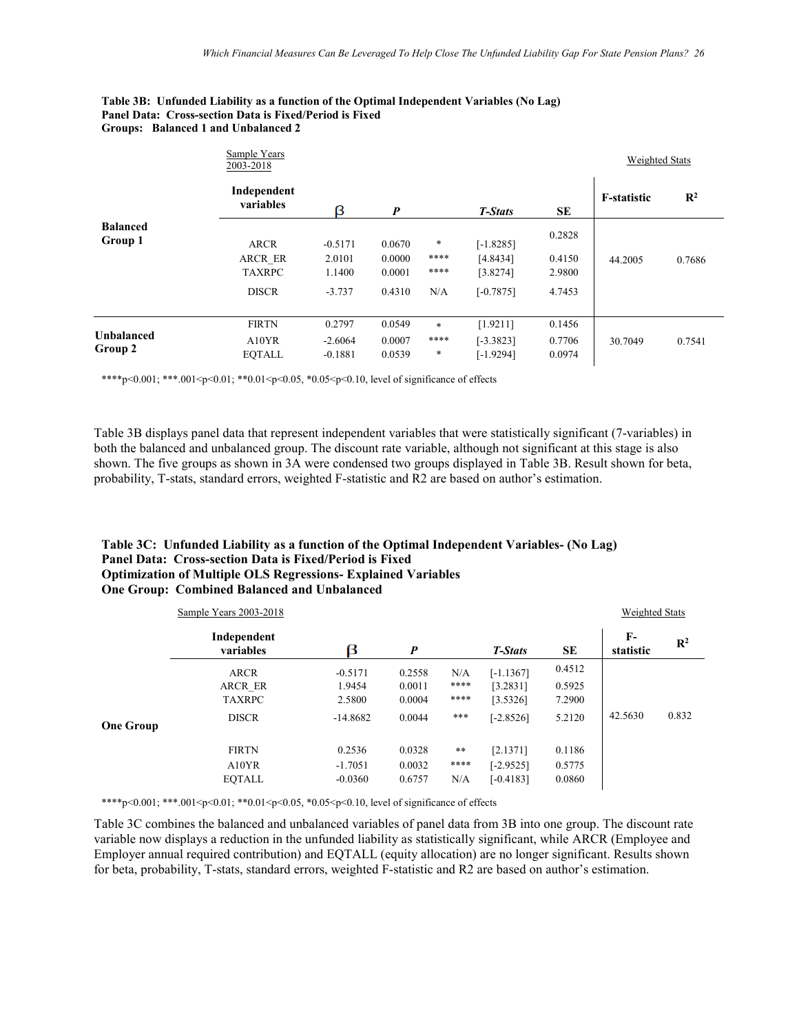**Table 3B: Unfunded Liability as a function of the Optimal Independent Variables (No Lag)**
**Panel Data: Cross-section Data is Fixed/Period is Fixed**
**Groups: Balanced 1 and Unbalanced 2**

| | Sample Years 2003-2018 | | | | | | Weighted Stats | |
|---|---|---|---|---|---|---|---|---|
| | **Independent variables** | **β** | ***P*** | | ***T-Stats*** | **SE** | **F-statistic** | **$R^2$** |
| **Balanced Group 1** | ARCR | -0.5171 | 0.0670 | * | [-1.8285] | 0.2828 | 44.2005 | 0.7686 |
| | ARCR_ER | 2.0101 | 0.0000 | **** | [4.8434] | 0.4150 | | |
| | TAXRPC | 1.1400 | 0.0001 | **** | [3.8274] | 2.9800 | | |
| | DISCR | -3.737 | 0.4310 | N/A | [-0.7875] | 4.7453 | | |
| **Unbalanced Group 2** | FIRTN | 0.2797 | 0.0549 | * | [1.9211] | 0.1456 | 30.7049 | 0.7541 |
| | A10YR | -2.6064 | 0.0007 | **** | [-3.3823] | 0.7706 | | |
| | EQTALL | -0.1881 | 0.0539 | * | [-1.9294] | 0.0974 | | |

****p<0.001; ***.001<p<0.01; **0.01<p<0.05, *0.05<p<0.10, level of significance of effects

Table 3B displays panel data that represent independent variables that were statistically significant (7-variables) in both the balanced and unbalanced group. The discount rate variable, although not significant at this stage is also shown. The five groups as shown in 3A were condensed two groups displayed in Table 3B. Result shown for beta, probability, T-stats, standard errors, weighted F-statistic and R2 are based on author's estimation.

**Table 3C: Unfunded Liability as a function of the Optimal Independent Variables- (No Lag)**
**Panel Data: Cross-section Data is Fixed/Period is Fixed**
**Optimization of Multiple OLS Regressions- Explained Variables**
**One Group: Combined Balanced and Unbalanced**

| | Sample Years 2003-2018 | | | | | | Weighted Stats | |
|---|---|---|---|---|---|---|---|---|
| | **Independent variables** | **β** | ***P*** | | ***T-Stats*** | **SE** | **F-statistic** | **$R^2$** |
| **One Group** | ARCR | -0.5171 | 0.2558 | N/A | [-1.1367] | 0.4512 | 42.5630 | 0.832 |
| | ARCR_ER | 1.9454 | 0.0011 | **** | [3.2831] | 0.5925 | | |
| | TAXRPC | 2.5800 | 0.0004 | **** | [3.5326] | 7.2900 | | |
| | DISCR | -14.8682 | 0.0044 | *** | [-2.8526] | 5.2120 | | |
| | FIRTN | 0.2536 | 0.0328 | ** | [2.1371] | 0.1186 | | |
| | A10YR | -1.7051 | 0.0032 | **** | [-2.9525] | 0.5775 | | |
| | EQTALL | -0.0360 | 0.6757 | N/A | [-0.4183] | 0.0860 | | |

****p<0.001; ***.001<p<0.01; **0.01<p<0.05, *0.05<p<0.10, level of significance of effects

Table 3C combines the balanced and unbalanced variables of panel data from 3B into one group. The discount rate variable now displays a reduction in the unfunded liability as statistically significant, while ARCR (Employee and Employer annual required contribution) and EQTALL (equity allocation) are no longer significant. Results shown for beta, probability, T-stats, standard errors, weighted F-statistic and R2 are based on author's estimation.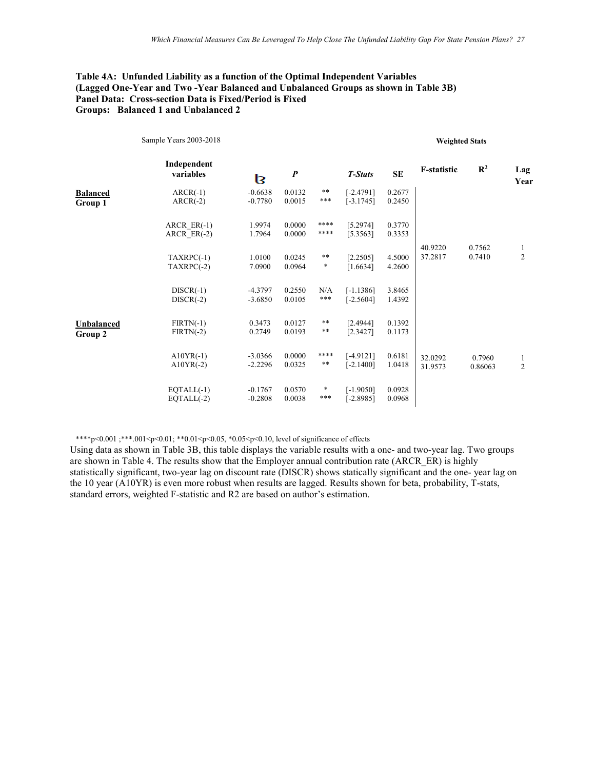**Table 4A: Unfunded Liability as a function of the Optimal Independent Variables (Lagged One-Year and Two -Year Balanced and Unbalanced Groups as shown in Table 3B)**
**Panel Data: Cross-section Data is Fixed/Period is Fixed**
**Groups: Balanced 1 and Unbalanced 2**

Sample Years 2003-2018

| | Independent variables | β | *P* | | *T-Stats* | SE | F-statistic | $R^2$ | Lag Year |
|---|---|---|---|---|---|---|---|---|---|
| | | | | | | | **Weighted Stats** | | |
| **Balanced Group 1** | ARCR(-1) | -0.6638 | 0.0132 | ** | [-2.4791] | 0.2677 | | | |
| | ARCR(-2) | -0.7780 | 0.0015 | *** | [-3.1745] | 0.2450 | | | |
| | ARCR_ER(-1) | 1.9974 | 0.0000 | **** | [5.2974] | 0.3770 | | | |
| | ARCR_ER(-2) | 1.7964 | 0.0000 | **** | [5.3563] | 0.3353 | | | |
| | TAXRPC(-1) | 1.0100 | 0.0245 | ** | [2.2505] | 4.5000 | 40.9220 | 0.7562 | 1 |
| | TAXRPC(-2) | 7.0900 | 0.0964 | * | [1.6634] | 4.2600 | 37.2817 | 0.7410 | 2 |
| | DISCR(-1) | -4.3797 | 0.2550 | N/A | [-1.1386] | 3.8465 | | | |
| | DISCR(-2) | -3.6850 | 0.0105 | *** | [-2.5604] | 1.4392 | | | |
| **Unbalanced Group 2** | FIRTN(-1) | 0.3473 | 0.0127 | ** | [2.4944] | 0.1392 | | | |
| | FIRTN(-2) | 0.2749 | 0.0193 | ** | [2.3427] | 0.1173 | | | |
| | A10YR(-1) | -3.0366 | 0.0000 | **** | [-4.9121] | 0.6181 | 32.0292 | 0.7960 | 1 |
| | A10YR(-2) | -2.2296 | 0.0325 | ** | [-2.1400] | 1.0418 | 31.9573 | 0.86063 | 2 |
| | EQTALL(-1) | -0.1767 | 0.0570 | * | [-1.9050] | 0.0928 | | | |
| | EQTALL(-2) | -0.2808 | 0.0038 | *** | [-2.8985] | 0.0968 | | | |

****p<0.001 ;***.001<p<0.01; **0.01<p<0.05, *0.05<p<0.10, level of significance of effects

Using data as shown in Table 3B, this table displays the variable results with a one- and two-year lag. Two groups are shown in Table 4. The results show that the Employer annual contribution rate (ARCR_ER) is highly statistically significant, two-year lag on discount rate (DISCR) shows statically significant and the one- year lag on the 10 year (A10YR) is even more robust when results are lagged. Results shown for beta, probability, T-stats, standard errors, weighted F-statistic and R2 are based on author's estimation.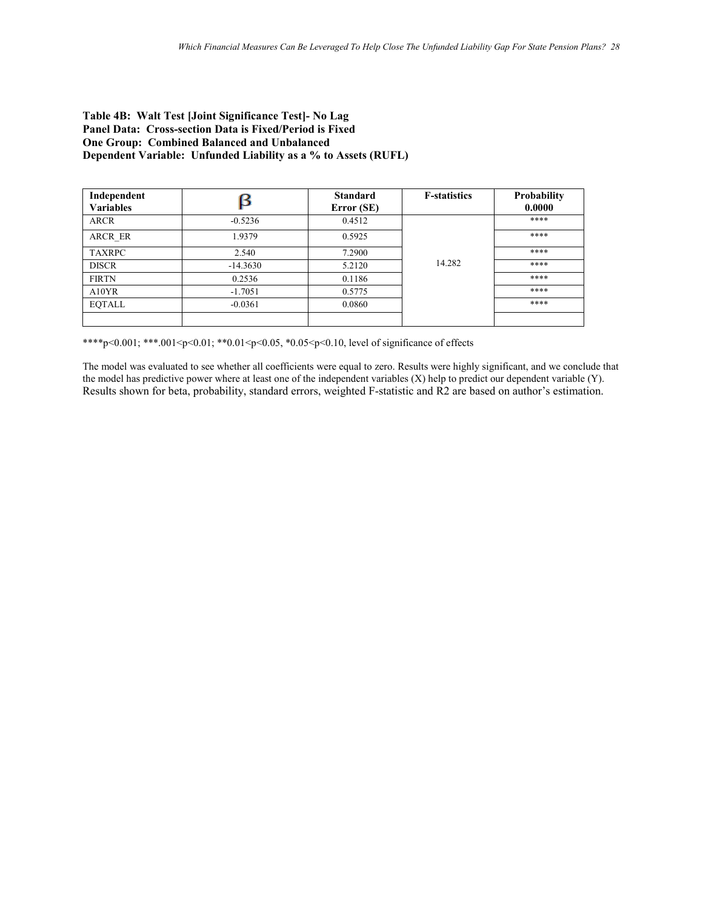**Table 4B: Walt Test [Joint Significance Test]- No Lag**
**Panel Data: Cross-section Data is Fixed/Period is Fixed**
**One Group: Combined Balanced and Unbalanced**
**Dependent Variable: Unfunded Liability as a % to Assets (RUFL)**

| Independent Variables | β | Standard Error (SE) | F-statistics | Probability 0.0000 |
|---|---|---|---|---|
| ARCR | -0.5236 | 0.4512 | | **** |
| ARCR_ER | 1.9379 | 0.5925 | | **** |
| TAXRPC | 2.540 | 7.2900 | | **** |
| DISCR | -14.3630 | 5.2120 | 14.282 | **** |
| FIRTN | 0.2536 | 0.1186 | | **** |
| A10YR | -1.7051 | 0.5775 | | **** |
| EQTALL | -0.0361 | 0.0860 | | **** |
| | | | | |

****$p<0.001$; ***$.001<p<0.01$; **$0.01<p<0.05$, *$0.05<p<0.10$, level of significance of effects

The model was evaluated to see whether all coefficients were equal to zero. Results were highly significant, and we conclude that the model has predictive power where at least one of the independent variables (X) help to predict our dependent variable (Y). Results shown for beta, probability, standard errors, weighted F-statistic and R2 are based on author's estimation.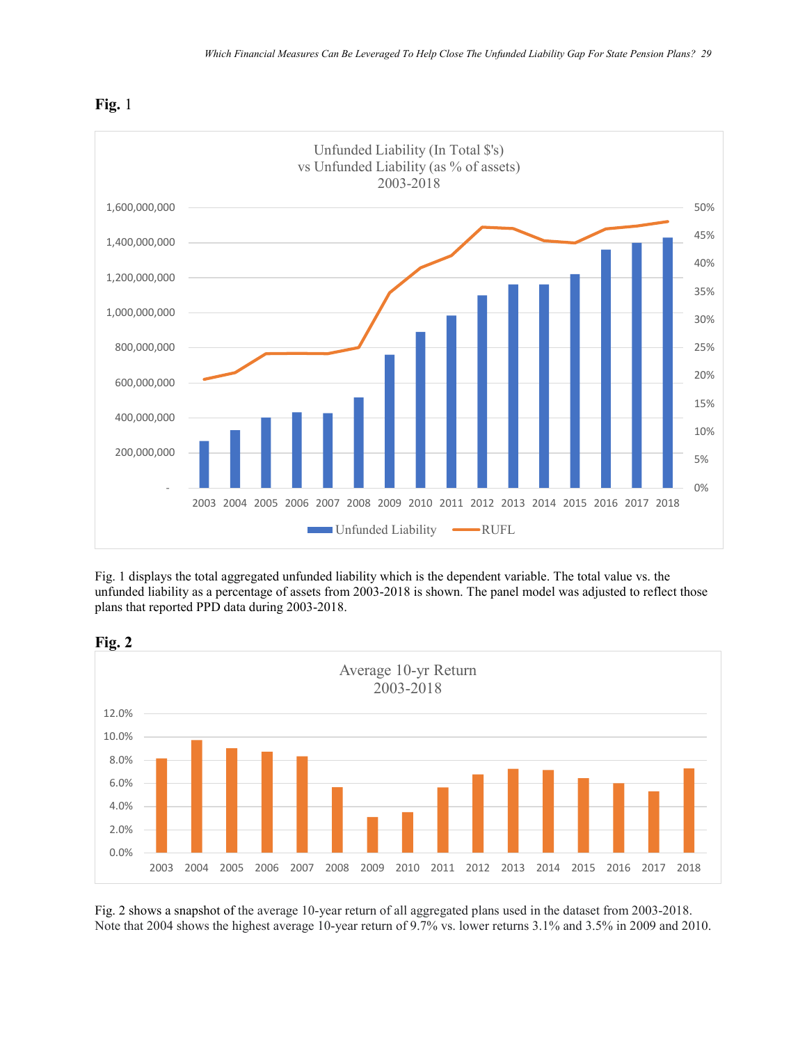**Fig.** 1

Fig. 1 displays the total aggregated unfunded liability which is the dependent variable. The total value vs. the unfunded liability as a percentage of assets from 2003-2018 is shown. The panel model was adjusted to reflect those plans that reported PPD data during 2003-2018.

**Fig. 2**

Fig. 2 shows a snapshot of the average 10-year return of all aggregated plans used in the dataset from 2003-2018. Note that 2004 shows the highest average 10-year return of 9.7% vs. lower returns 3.1% and 3.5% in 2009 and 2010.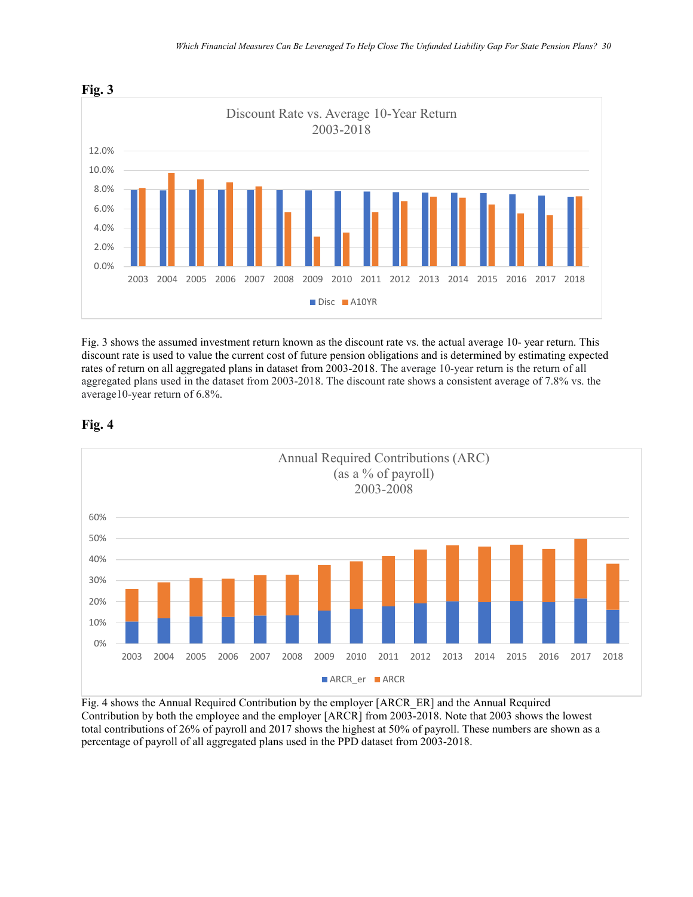**Fig. 3**

Fig. 3 shows the assumed investment return known as the discount rate vs. the actual average 10- year return. This discount rate is used to value the current cost of future pension obligations and is determined by estimating expected rates of return on all aggregated plans in dataset from 2003-2018. The average 10-year return is the return of all aggregated plans used in the dataset from 2003-2018. The discount rate shows a consistent average of 7.8% vs. the average10-year return of 6.8%.

**Fig. 4**

Fig. 4 shows the Annual Required Contribution by the employer [ARCR_ER] and the Annual Required Contribution by both the employee and the employer [ARCR] from 2003-2018. Note that 2003 shows the lowest total contributions of 26% of payroll and 2017 shows the highest at 50% of payroll. These numbers are shown as a percentage of payroll of all aggregated plans used in the PPD dataset from 2003-2018.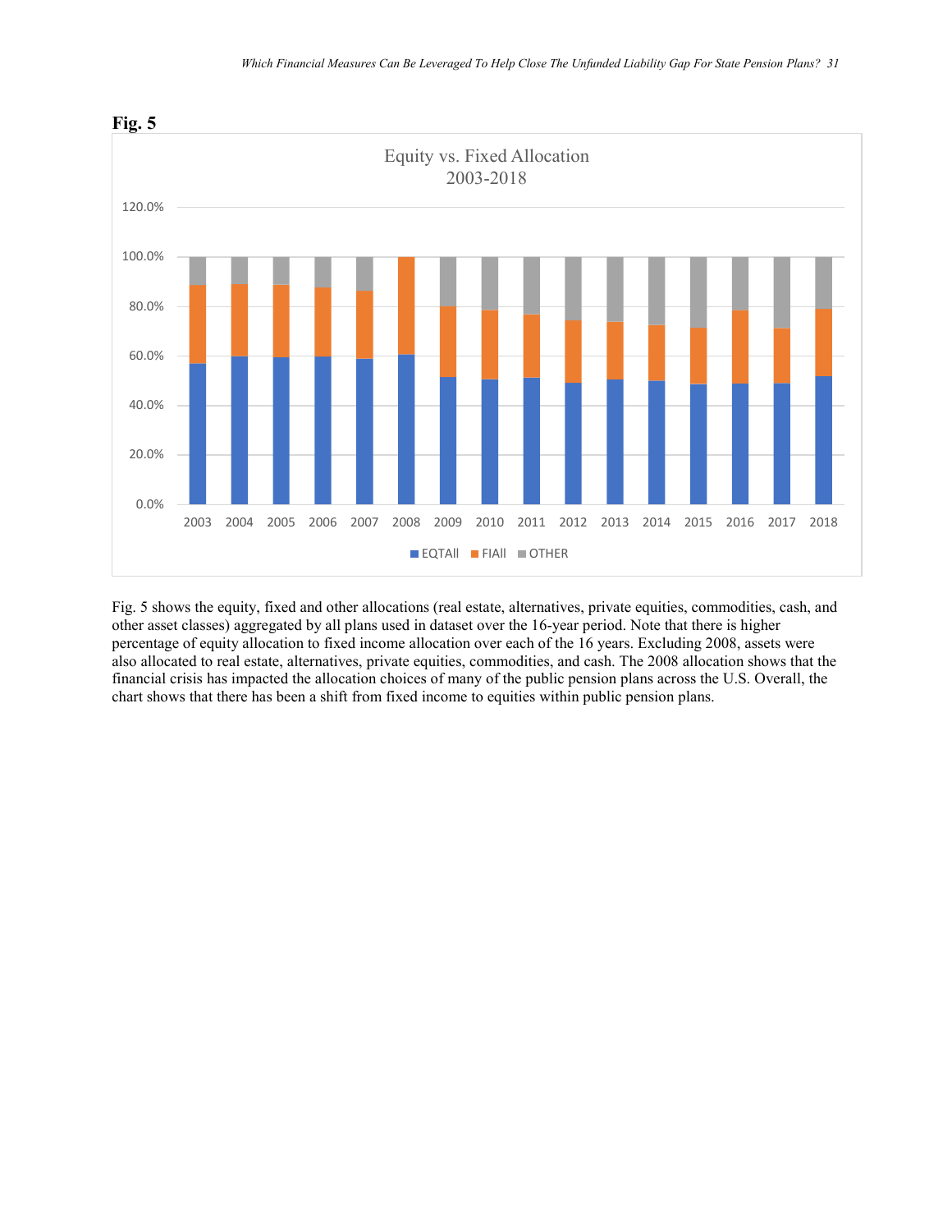**Fig. 5**

Fig. 5 shows the equity, fixed and other allocations (real estate, alternatives, private equities, commodities, cash, and other asset classes) aggregated by all plans used in dataset over the 16-year period. Note that there is higher percentage of equity allocation to fixed income allocation over each of the 16 years. Excluding 2008, assets were also allocated to real estate, alternatives, private equities, commodities, and cash. The 2008 allocation shows that the financial crisis has impacted the allocation choices of many of the public pension plans across the U.S. Overall, the chart shows that there has been a shift from fixed income to equities within public pension plans.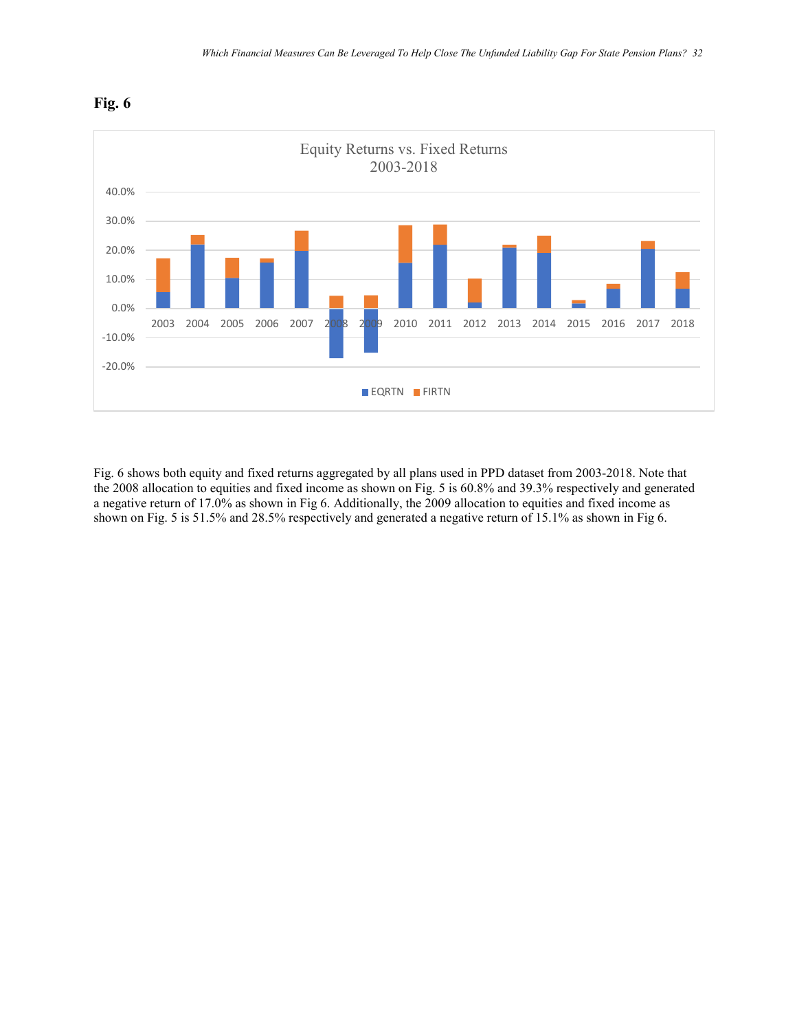**Fig. 6**

Fig. 6 shows both equity and fixed returns aggregated by all plans used in PPD dataset from 2003-2018. Note that the 2008 allocation to equities and fixed income as shown on Fig. 5 is 60.8% and 39.3% respectively and generated a negative return of 17.0% as shown in Fig 6. Additionally, the 2009 allocation to equities and fixed income as shown on Fig. 5 is 51.5% and 28.5% respectively and generated a negative return of 15.1% as shown in Fig 6.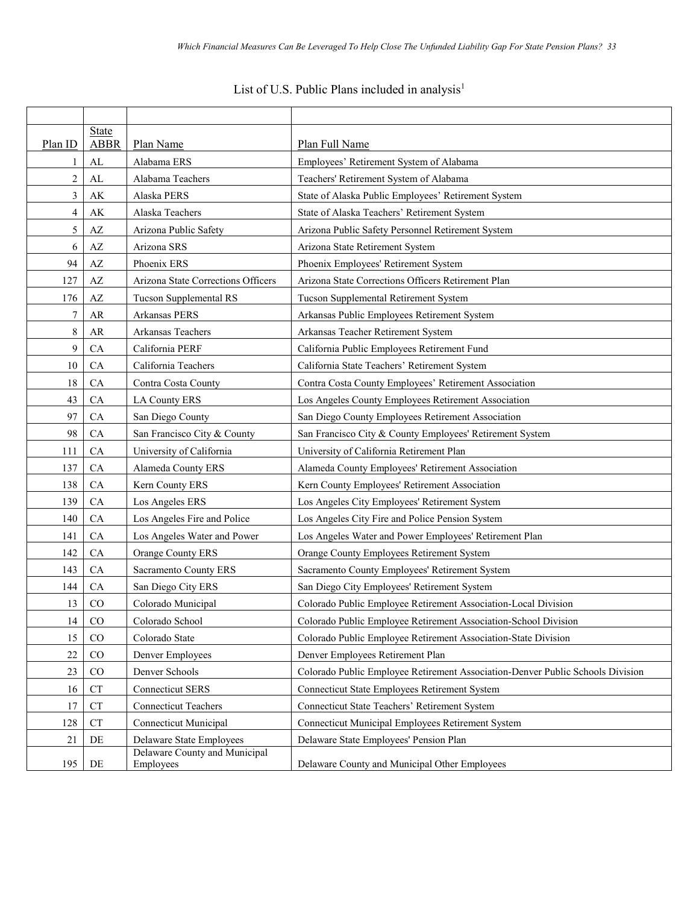List of U.S. Public Plans included in analysis[1]

| Plan ID | State ABBR | Plan Name | Plan Full Name |
|---|---|---|---|
| 1 | AL | Alabama ERS | Employees’ Retirement System of Alabama |
| 2 | AL | Alabama Teachers | Teachers' Retirement System of Alabama |
| 3 | AK | Alaska PERS | State of Alaska Public Employees’ Retirement System |
| 4 | AK | Alaska Teachers | State of Alaska Teachers’ Retirement System |
| 5 | AZ | Arizona Public Safety | Arizona Public Safety Personnel Retirement System |
| 6 | AZ | Arizona SRS | Arizona State Retirement System |
| 94 | AZ | Phoenix ERS | Phoenix Employees' Retirement System |
| 127 | AZ | Arizona State Corrections Officers | Arizona State Corrections Officers Retirement Plan |
| 176 | AZ | Tucson Supplemental RS | Tucson Supplemental Retirement System |
| 7 | AR | Arkansas PERS | Arkansas Public Employees Retirement System |
| 8 | AR | Arkansas Teachers | Arkansas Teacher Retirement System |
| 9 | CA | California PERF | California Public Employees Retirement Fund |
| 10 | CA | California Teachers | California State Teachers’ Retirement System |
| 18 | CA | Contra Costa County | Contra Costa County Employees’ Retirement Association |
| 43 | CA | LA County ERS | Los Angeles County Employees Retirement Association |
| 97 | CA | San Diego County | San Diego County Employees Retirement Association |
| 98 | CA | San Francisco City & County | San Francisco City & County Employees' Retirement System |
| 111 | CA | University of California | University of California Retirement Plan |
| 137 | CA | Alameda County ERS | Alameda County Employees' Retirement Association |
| 138 | CA | Kern County ERS | Kern County Employees' Retirement Association |
| 139 | CA | Los Angeles ERS | Los Angeles City Employees' Retirement System |
| 140 | CA | Los Angeles Fire and Police | Los Angeles City Fire and Police Pension System |
| 141 | CA | Los Angeles Water and Power | Los Angeles Water and Power Employees' Retirement Plan |
| 142 | CA | Orange County ERS | Orange County Employees Retirement System |
| 143 | CA | Sacramento County ERS | Sacramento County Employees' Retirement System |
| 144 | CA | San Diego City ERS | San Diego City Employees' Retirement System |
| 13 | CO | Colorado Municipal | Colorado Public Employee Retirement Association-Local Division |
| 14 | CO | Colorado School | Colorado Public Employee Retirement Association-School Division |
| 15 | CO | Colorado State | Colorado Public Employee Retirement Association-State Division |
| 22 | CO | Denver Employees | Denver Employees Retirement Plan |
| 23 | CO | Denver Schools | Colorado Public Employee Retirement Association-Denver Public Schools Division |
| 16 | CT | Connecticut SERS | Connecticut State Employees Retirement System |
| 17 | CT | Connecticut Teachers | Connecticut State Teachers’ Retirement System |
| 128 | CT | Connecticut Municipal | Connecticut Municipal Employees Retirement System |
| 21 | DE | Delaware State Employees | Delaware State Employees' Pension Plan |
| 195 | DE | Delaware County and Municipal Employees | Delaware County and Municipal Other Employees |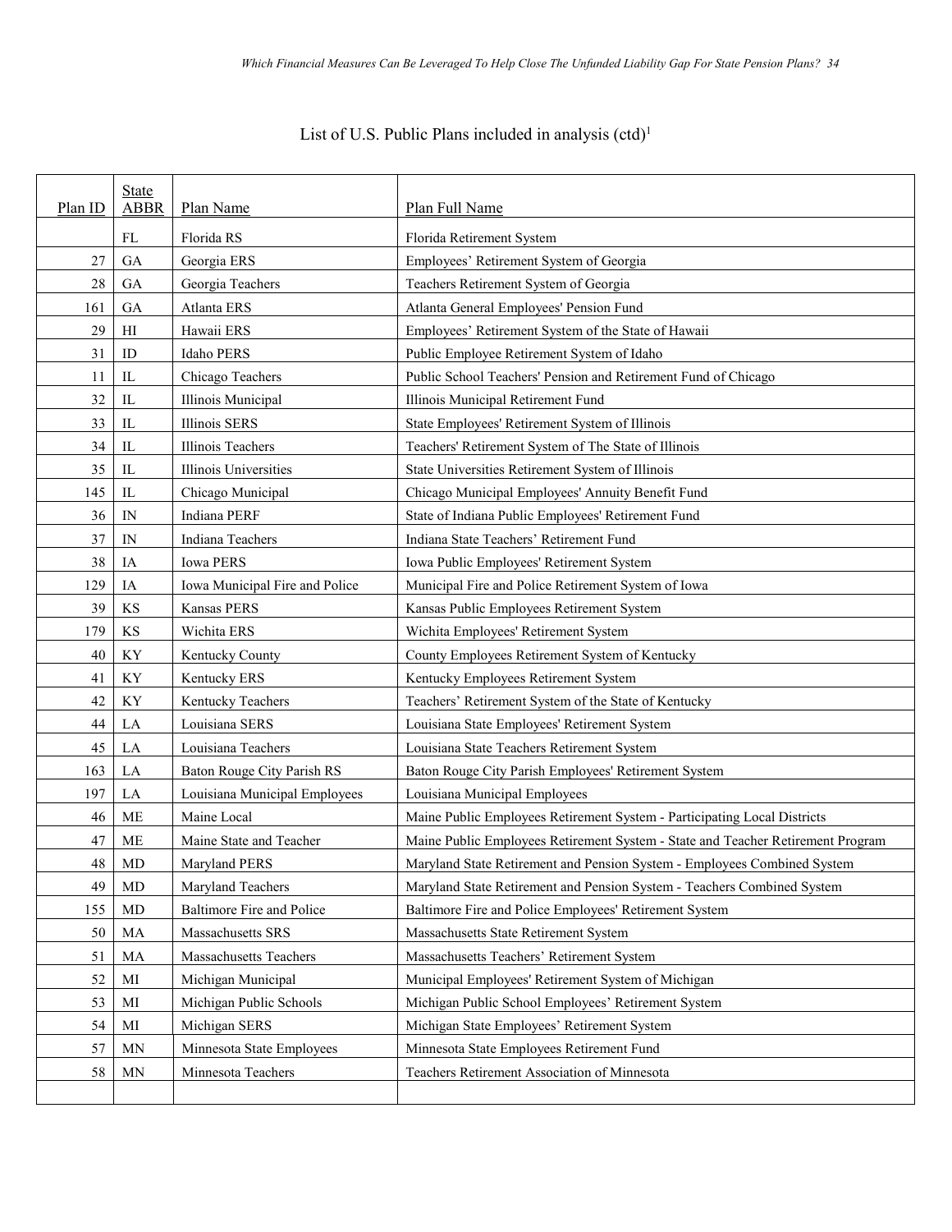List of U.S. Public Plans included in analysis (ctd)[1]

| Plan ID | State ABBR | Plan Name | Plan Full Name |
|---|---|---|---|
| | FL | Florida RS | Florida Retirement System |
| 27 | GA | Georgia ERS | Employees' Retirement System of Georgia |
| 28 | GA | Georgia Teachers | Teachers Retirement System of Georgia |
| 161 | GA | Atlanta ERS | Atlanta General Employees' Pension Fund |
| 29 | HI | Hawaii ERS | Employees' Retirement System of the State of Hawaii |
| 31 | ID | Idaho PERS | Public Employee Retirement System of Idaho |
| 11 | IL | Chicago Teachers | Public School Teachers' Pension and Retirement Fund of Chicago |
| 32 | IL | Illinois Municipal | Illinois Municipal Retirement Fund |
| 33 | IL | Illinois SERS | State Employees' Retirement System of Illinois |
| 34 | IL | Illinois Teachers | Teachers' Retirement System of The State of Illinois |
| 35 | IL | Illinois Universities | State Universities Retirement System of Illinois |
| 145 | IL | Chicago Municipal | Chicago Municipal Employees' Annuity Benefit Fund |
| 36 | IN | Indiana PERF | State of Indiana Public Employees' Retirement Fund |
| 37 | IN | Indiana Teachers | Indiana State Teachers' Retirement Fund |
| 38 | IA | Iowa PERS | Iowa Public Employees' Retirement System |
| 129 | IA | Iowa Municipal Fire and Police | Municipal Fire and Police Retirement System of Iowa |
| 39 | KS | Kansas PERS | Kansas Public Employees Retirement System |
| 179 | KS | Wichita ERS | Wichita Employees' Retirement System |
| 40 | KY | Kentucky County | County Employees Retirement System of Kentucky |
| 41 | KY | Kentucky ERS | Kentucky Employees Retirement System |
| 42 | KY | Kentucky Teachers | Teachers' Retirement System of the State of Kentucky |
| 44 | LA | Louisiana SERS | Louisiana State Employees' Retirement System |
| 45 | LA | Louisiana Teachers | Louisiana State Teachers Retirement System |
| 163 | LA | Baton Rouge City Parish RS | Baton Rouge City Parish Employees' Retirement System |
| 197 | LA | Louisiana Municipal Employees | Louisiana Municipal Employees |
| 46 | ME | Maine Local | Maine Public Employees Retirement System - Participating Local Districts |
| 47 | ME | Maine State and Teacher | Maine Public Employees Retirement System - State and Teacher Retirement Program |
| 48 | MD | Maryland PERS | Maryland State Retirement and Pension System - Employees Combined System |
| 49 | MD | Maryland Teachers | Maryland State Retirement and Pension System - Teachers Combined System |
| 155 | MD | Baltimore Fire and Police | Baltimore Fire and Police Employees' Retirement System |
| 50 | MA | Massachusetts SRS | Massachusetts State Retirement System |
| 51 | MA | Massachusetts Teachers | Massachusetts Teachers' Retirement System |
| 52 | MI | Michigan Municipal | Municipal Employees' Retirement System of Michigan |
| 53 | MI | Michigan Public Schools | Michigan Public School Employees' Retirement System |
| 54 | MI | Michigan SERS | Michigan State Employees' Retirement System |
| 57 | MN | Minnesota State Employees | Minnesota State Employees Retirement Fund |
| 58 | MN | Minnesota Teachers | Teachers Retirement Association of Minnesota |
| | | | |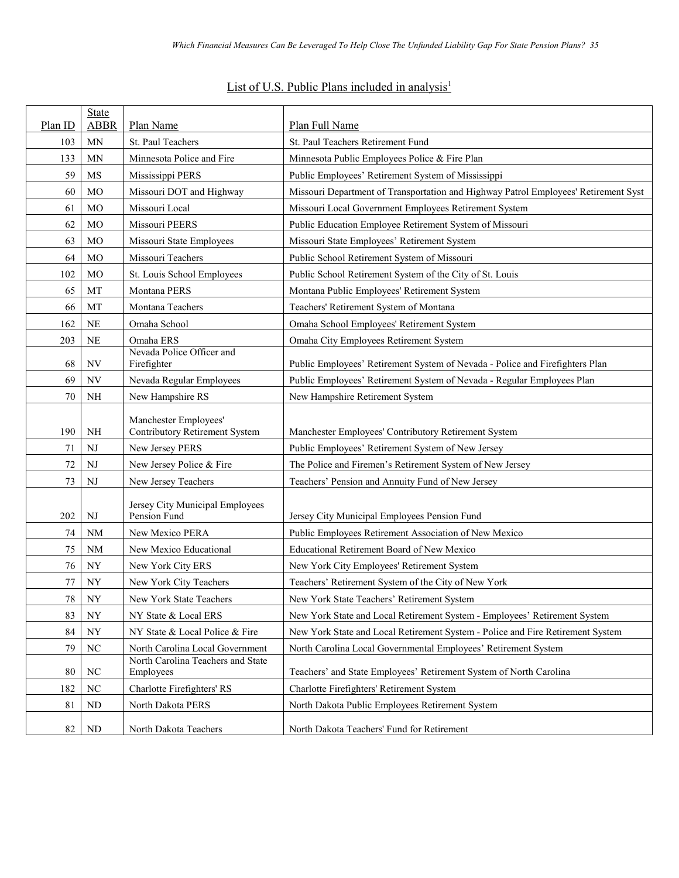List of U.S. Public Plans included in analysis[1]

| Plan ID | State ABBR | Plan Name | Plan Full Name |
|---|---|---|---|
| 103 | MN | St. Paul Teachers | St. Paul Teachers Retirement Fund |
| 133 | MN | Minnesota Police and Fire | Minnesota Public Employees Police & Fire Plan |
| 59 | MS | Mississippi PERS | Public Employees' Retirement System of Mississippi |
| 60 | MO | Missouri DOT and Highway | Missouri Department of Transportation and Highway Patrol Employees' Retirement Syst |
| 61 | MO | Missouri Local | Missouri Local Government Employees Retirement System |
| 62 | MO | Missouri PEERS | Public Education Employee Retirement System of Missouri |
| 63 | MO | Missouri State Employees | Missouri State Employees' Retirement System |
| 64 | MO | Missouri Teachers | Public School Retirement System of Missouri |
| 102 | MO | St. Louis School Employees | Public School Retirement System of the City of St. Louis |
| 65 | MT | Montana PERS | Montana Public Employees' Retirement System |
| 66 | MT | Montana Teachers | Teachers' Retirement System of Montana |
| 162 | NE | Omaha School | Omaha School Employees' Retirement System |
| 203 | NE | Omaha ERS | Omaha City Employees Retirement System |
| 68 | NV | Nevada Police Officer and Firefighter | Public Employees' Retirement System of Nevada - Police and Firefighters Plan |
| 69 | NV | Nevada Regular Employees | Public Employees' Retirement System of Nevada - Regular Employees Plan |
| 70 | NH | New Hampshire RS | New Hampshire Retirement System |
| 190 | NH | Manchester Employees' Contributory Retirement System | Manchester Employees' Contributory Retirement System |
| 71 | NJ | New Jersey PERS | Public Employees' Retirement System of New Jersey |
| 72 | NJ | New Jersey Police & Fire | The Police and Firemen's Retirement System of New Jersey |
| 73 | NJ | New Jersey Teachers | Teachers' Pension and Annuity Fund of New Jersey |
| 202 | NJ | Jersey City Municipal Employees Pension Fund | Jersey City Municipal Employees Pension Fund |
| 74 | NM | New Mexico PERA | Public Employees Retirement Association of New Mexico |
| 75 | NM | New Mexico Educational | Educational Retirement Board of New Mexico |
| 76 | NY | New York City ERS | New York City Employees' Retirement System |
| 77 | NY | New York City Teachers | Teachers' Retirement System of the City of New York |
| 78 | NY | New York State Teachers | New York State Teachers' Retirement System |
| 83 | NY | NY State & Local ERS | New York State and Local Retirement System - Employees' Retirement System |
| 84 | NY | NY State & Local Police & Fire | New York State and Local Retirement System - Police and Fire Retirement System |
| 79 | NC | North Carolina Local Government | North Carolina Local Governmental Employees' Retirement System |
| 80 | NC | North Carolina Teachers and State Employees | Teachers' and State Employees' Retirement System of North Carolina |
| 182 | NC | Charlotte Firefighters' RS | Charlotte Firefighters' Retirement System |
| 81 | ND | North Dakota PERS | North Dakota Public Employees Retirement System |
| 82 | ND | North Dakota Teachers | North Dakota Teachers' Fund for Retirement |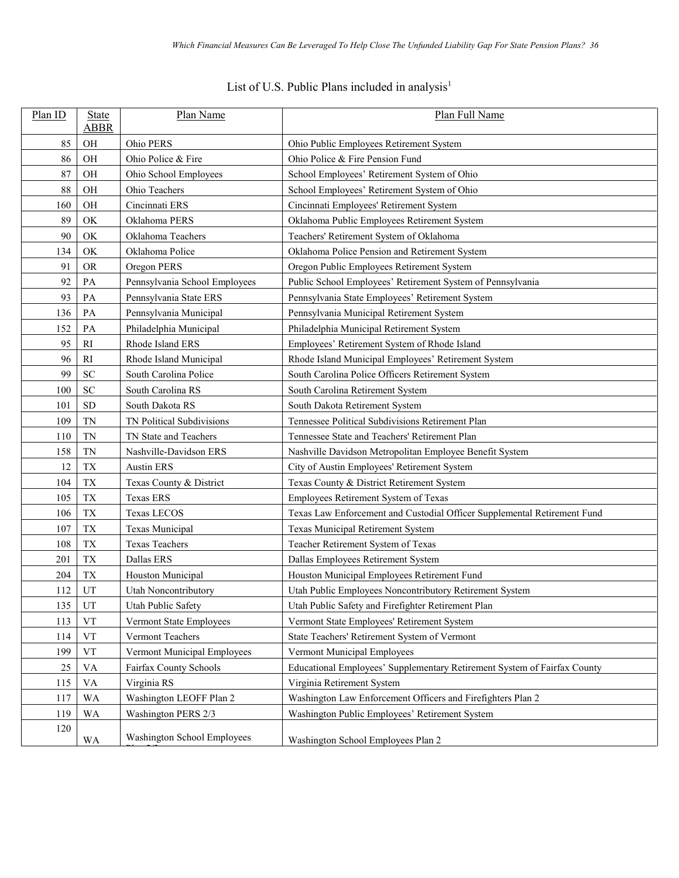List of U.S. Public Plans included in analysis[1]

| Plan ID | State ABBR | Plan Name | Plan Full Name |
|---|---|---|---|
| 85 | OH | Ohio PERS | Ohio Public Employees Retirement System |
| 86 | OH | Ohio Police & Fire | Ohio Police & Fire Pension Fund |
| 87 | OH | Ohio School Employees | School Employees' Retirement System of Ohio |
| 88 | OH | Ohio Teachers | School Employees' Retirement System of Ohio |
| 160 | OH | Cincinnati ERS | Cincinnati Employees' Retirement System |
| 89 | OK | Oklahoma PERS | Oklahoma Public Employees Retirement System |
| 90 | OK | Oklahoma Teachers | Teachers' Retirement System of Oklahoma |
| 134 | OK | Oklahoma Police | Oklahoma Police Pension and Retirement System |
| 91 | OR | Oregon PERS | Oregon Public Employees Retirement System |
| 92 | PA | Pennsylvania School Employees | Public School Employees' Retirement System of Pennsylvania |
| 93 | PA | Pennsylvania State ERS | Pennsylvania State Employees' Retirement System |
| 136 | PA | Pennsylvania Municipal | Pennsylvania Municipal Retirement System |
| 152 | PA | Philadelphia Municipal | Philadelphia Municipal Retirement System |
| 95 | RI | Rhode Island ERS | Employees' Retirement System of Rhode Island |
| 96 | RI | Rhode Island Municipal | Rhode Island Municipal Employees' Retirement System |
| 99 | SC | South Carolina Police | South Carolina Police Officers Retirement System |
| 100 | SC | South Carolina RS | South Carolina Retirement System |
| 101 | SD | South Dakota RS | South Dakota Retirement System |
| 109 | TN | TN Political Subdivisions | Tennessee Political Subdivisions Retirement Plan |
| 110 | TN | TN State and Teachers | Tennessee State and Teachers' Retirement Plan |
| 158 | TN | Nashville-Davidson ERS | Nashville Davidson Metropolitan Employee Benefit System |
| 12 | TX | Austin ERS | City of Austin Employees' Retirement System |
| 104 | TX | Texas County & District | Texas County & District Retirement System |
| 105 | TX | Texas ERS | Employees Retirement System of Texas |
| 106 | TX | Texas LECOS | Texas Law Enforcement and Custodial Officer Supplemental Retirement Fund |
| 107 | TX | Texas Municipal | Texas Municipal Retirement System |
| 108 | TX | Texas Teachers | Teacher Retirement System of Texas |
| 201 | TX | Dallas ERS | Dallas Employees Retirement System |
| 204 | TX | Houston Municipal | Houston Municipal Employees Retirement Fund |
| 112 | UT | Utah Noncontributory | Utah Public Employees Noncontributory Retirement System |
| 135 | UT | Utah Public Safety | Utah Public Safety and Firefighter Retirement Plan |
| 113 | VT | Vermont State Employees | Vermont State Employees' Retirement System |
| 114 | VT | Vermont Teachers | State Teachers' Retirement System of Vermont |
| 199 | VT | Vermont Municipal Employees | Vermont Municipal Employees |
| 25 | VA | Fairfax County Schools | Educational Employees' Supplementary Retirement System of Fairfax County |
| 115 | VA | Virginia RS | Virginia Retirement System |
| 117 | WA | Washington LEOFF Plan 2 | Washington Law Enforcement Officers and Firefighters Plan 2 |
| 119 | WA | Washington PERS 2/3 | Washington Public Employees' Retirement System |
| 120 | WA | Washington School Employees Plan 2/3 | Washington School Employees Plan 2 |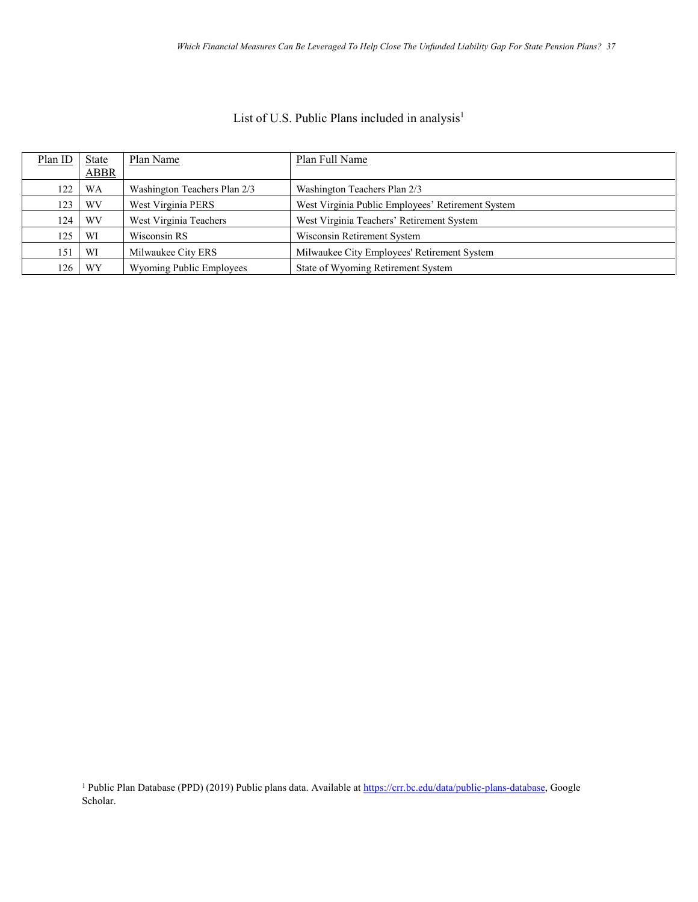List of U.S. Public Plans included in analysis[1]

| Plan ID | State ABBR | Plan Name | Plan Full Name |
|---|---|---|---|
| 122 | WA | Washington Teachers Plan 2/3 | Washington Teachers Plan 2/3 |
| 123 | WV | West Virginia PERS | West Virginia Public Employees' Retirement System |
| 124 | WV | West Virginia Teachers | West Virginia Teachers' Retirement System |
| 125 | WI | Wisconsin RS | Wisconsin Retirement System |
| 151 | WI | Milwaukee City ERS | Milwaukee City Employees' Retirement System |
| 126 | WY | Wyoming Public Employees | State of Wyoming Retirement System |

[1] Public Plan Database (PPD) (2019) Public plans data. Available at https://crr.bc.edu/data/public-plans-database, Google Scholar.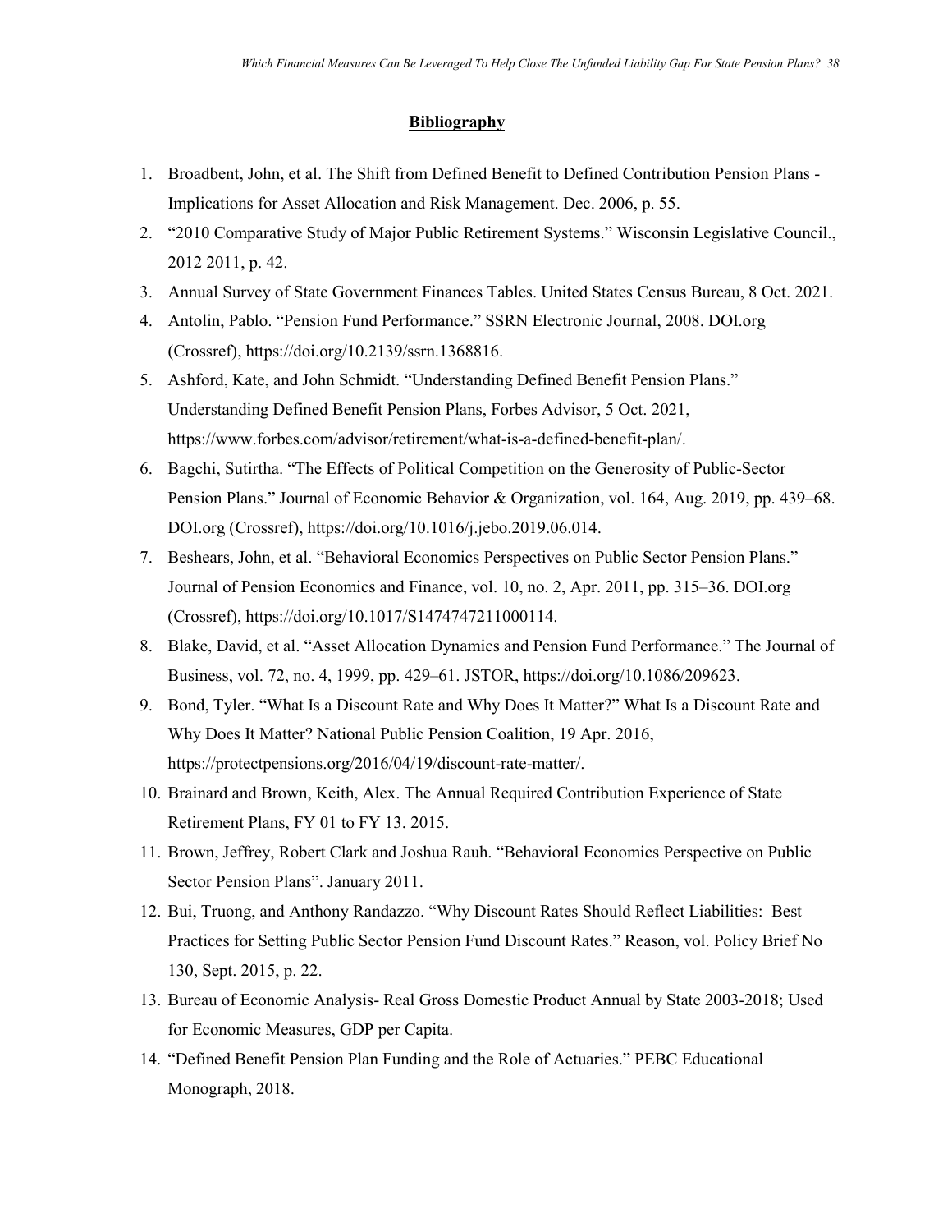## **Bibliography**

1. Broadbent, John, et al. The Shift from Defined Benefit to Defined Contribution Pension Plans - Implications for Asset Allocation and Risk Management. Dec. 2006, p. 55.
2. "2010 Comparative Study of Major Public Retirement Systems." Wisconsin Legislative Council., 2012 2011, p. 42.
3. Annual Survey of State Government Finances Tables. United States Census Bureau, 8 Oct. 2021.
4. Antolin, Pablo. "Pension Fund Performance." SSRN Electronic Journal, 2008. DOI.org (Crossref), https://doi.org/10.2139/ssrn.1368816.
5. Ashford, Kate, and John Schmidt. "Understanding Defined Benefit Pension Plans." Understanding Defined Benefit Pension Plans, Forbes Advisor, 5 Oct. 2021, https://www.forbes.com/advisor/retirement/what-is-a-defined-benefit-plan/.
6. Bagchi, Sutirtha. "The Effects of Political Competition on the Generosity of Public-Sector Pension Plans." Journal of Economic Behavior & Organization, vol. 164, Aug. 2019, pp. 439–68. DOI.org (Crossref), https://doi.org/10.1016/j.jebo.2019.06.014.
7. Beshears, John, et al. "Behavioral Economics Perspectives on Public Sector Pension Plans." Journal of Pension Economics and Finance, vol. 10, no. 2, Apr. 2011, pp. 315–36. DOI.org (Crossref), https://doi.org/10.1017/S1474747211000114.
8. Blake, David, et al. "Asset Allocation Dynamics and Pension Fund Performance." The Journal of Business, vol. 72, no. 4, 1999, pp. 429–61. JSTOR, https://doi.org/10.1086/209623.
9. Bond, Tyler. "What Is a Discount Rate and Why Does It Matter?" What Is a Discount Rate and Why Does It Matter? National Public Pension Coalition, 19 Apr. 2016, https://protectpensions.org/2016/04/19/discount-rate-matter/.
10. Brainard and Brown, Keith, Alex. The Annual Required Contribution Experience of State Retirement Plans, FY 01 to FY 13. 2015.
11. Brown, Jeffrey, Robert Clark and Joshua Rauh. "Behavioral Economics Perspective on Public Sector Pension Plans". January 2011.
12. Bui, Truong, and Anthony Randazzo. "Why Discount Rates Should Reflect Liabilities: Best Practices for Setting Public Sector Pension Fund Discount Rates." Reason, vol. Policy Brief No 130, Sept. 2015, p. 22.
13. Bureau of Economic Analysis- Real Gross Domestic Product Annual by State 2003-2018; Used for Economic Measures, GDP per Capita.
14. "Defined Benefit Pension Plan Funding and the Role of Actuaries." PEBC Educational Monograph, 2018.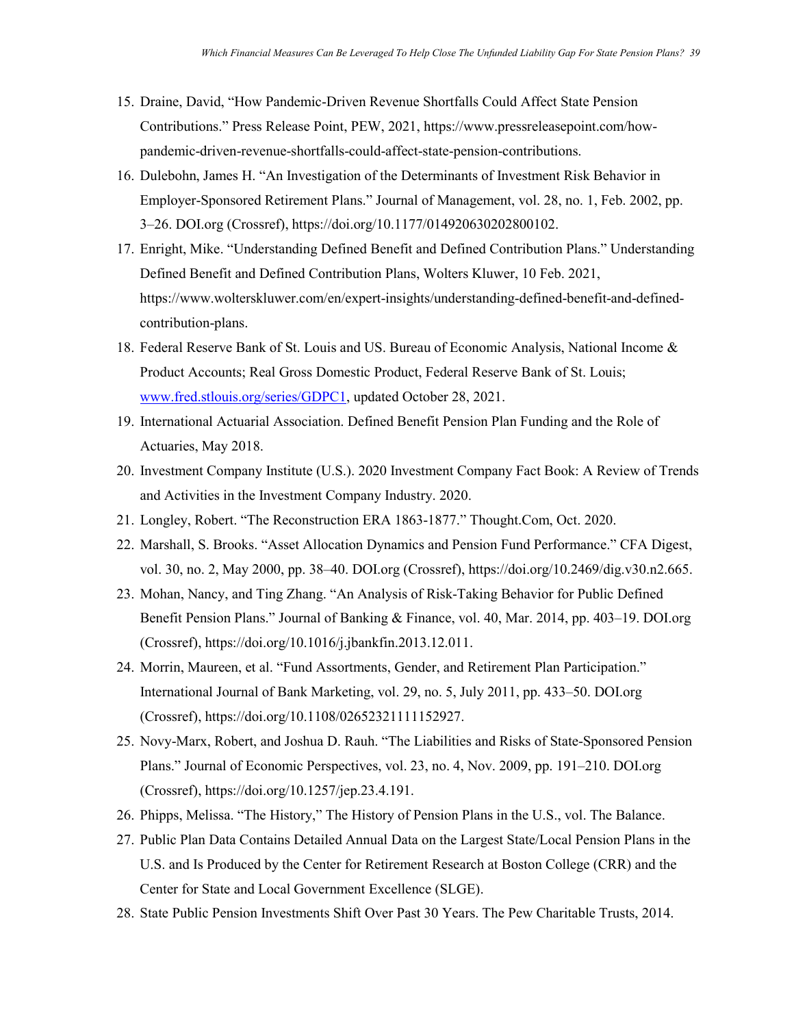15. Draine, David, "How Pandemic-Driven Revenue Shortfalls Could Affect State Pension Contributions." Press Release Point, PEW, 2021, https://www.pressreleasepoint.com/how-pandemic-driven-revenue-shortfalls-could-affect-state-pension-contributions.
16. Dulebohn, James H. "An Investigation of the Determinants of Investment Risk Behavior in Employer-Sponsored Retirement Plans." Journal of Management, vol. 28, no. 1, Feb. 2002, pp. 3–26. DOI.org (Crossref), https://doi.org/10.1177/014920630202800102.
17. Enright, Mike. "Understanding Defined Benefit and Defined Contribution Plans." Understanding Defined Benefit and Defined Contribution Plans, Wolters Kluwer, 10 Feb. 2021, https://www.wolterskluwer.com/en/expert-insights/understanding-defined-benefit-and-defined-contribution-plans.
18. Federal Reserve Bank of St. Louis and US. Bureau of Economic Analysis, National Income & Product Accounts; Real Gross Domestic Product, Federal Reserve Bank of St. Louis; www.fred.stlouis.org/series/GDPC1, updated October 28, 2021.
19. International Actuarial Association. Defined Benefit Pension Plan Funding and the Role of Actuaries, May 2018.
20. Investment Company Institute (U.S.). 2020 Investment Company Fact Book: A Review of Trends and Activities in the Investment Company Industry. 2020.
21. Longley, Robert. "The Reconstruction ERA 1863-1877." Thought.Com, Oct. 2020.
22. Marshall, S. Brooks. "Asset Allocation Dynamics and Pension Fund Performance." CFA Digest, vol. 30, no. 2, May 2000, pp. 38–40. DOI.org (Crossref), https://doi.org/10.2469/dig.v30.n2.665.
23. Mohan, Nancy, and Ting Zhang. "An Analysis of Risk-Taking Behavior for Public Defined Benefit Pension Plans." Journal of Banking & Finance, vol. 40, Mar. 2014, pp. 403–19. DOI.org (Crossref), https://doi.org/10.1016/j.jbankfin.2013.12.011.
24. Morrin, Maureen, et al. "Fund Assortments, Gender, and Retirement Plan Participation." International Journal of Bank Marketing, vol. 29, no. 5, July 2011, pp. 433–50. DOI.org (Crossref), https://doi.org/10.1108/02652321111152927.
25. Novy-Marx, Robert, and Joshua D. Rauh. "The Liabilities and Risks of State-Sponsored Pension Plans." Journal of Economic Perspectives, vol. 23, no. 4, Nov. 2009, pp. 191–210. DOI.org (Crossref), https://doi.org/10.1257/jep.23.4.191.
26. Phipps, Melissa. "The History," The History of Pension Plans in the U.S., vol. The Balance.
27. Public Plan Data Contains Detailed Annual Data on the Largest State/Local Pension Plans in the U.S. and Is Produced by the Center for Retirement Research at Boston College (CRR) and the Center for State and Local Government Excellence (SLGE).
28. State Public Pension Investments Shift Over Past 30 Years. The Pew Charitable Trusts, 2014.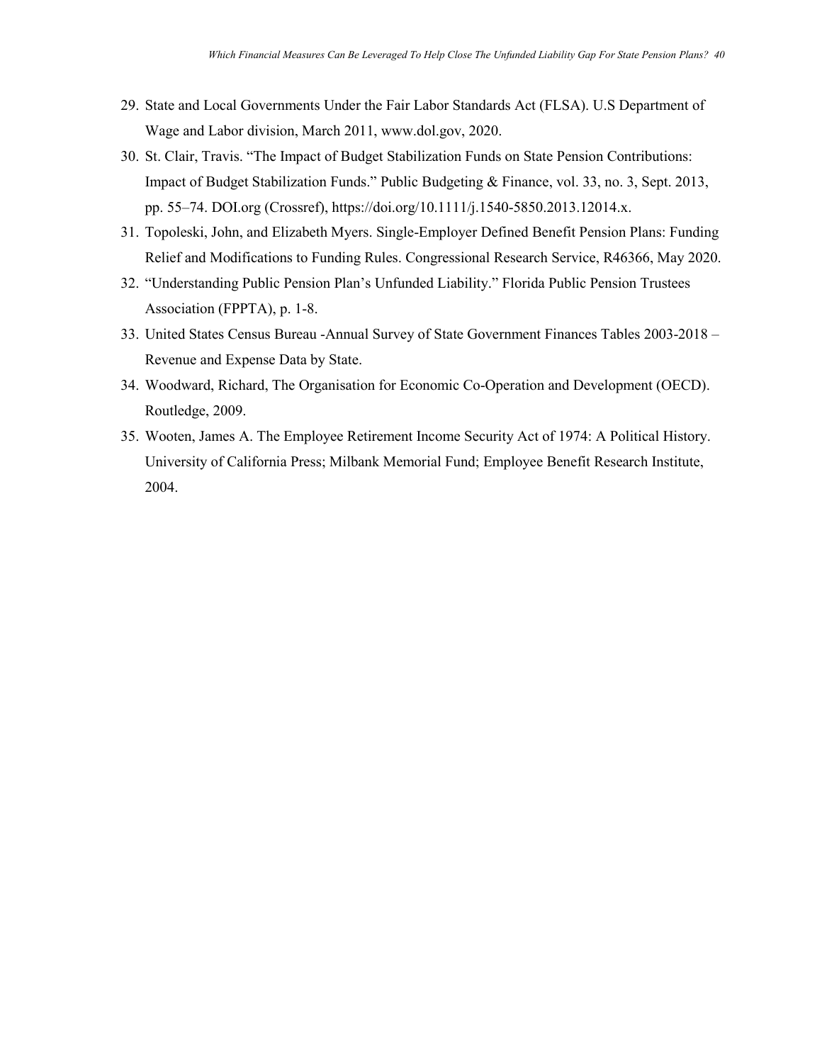29. State and Local Governments Under the Fair Labor Standards Act (FLSA). U.S Department of Wage and Labor division, March 2011, www.dol.gov, 2020.
30. St. Clair, Travis. "The Impact of Budget Stabilization Funds on State Pension Contributions: Impact of Budget Stabilization Funds." Public Budgeting & Finance, vol. 33, no. 3, Sept. 2013, pp. 55–74. DOI.org (Crossref), https://doi.org/10.1111/j.1540-5850.2013.12014.x.
31. Topoleski, John, and Elizabeth Myers. Single-Employer Defined Benefit Pension Plans: Funding Relief and Modifications to Funding Rules. Congressional Research Service, R46366, May 2020.
32. "Understanding Public Pension Plan's Unfunded Liability." Florida Public Pension Trustees Association (FPPTA), p. 1-8.
33. United States Census Bureau -Annual Survey of State Government Finances Tables 2003-2018 – Revenue and Expense Data by State.
34. Woodward, Richard, The Organisation for Economic Co-Operation and Development (OECD). Routledge, 2009.
35. Wooten, James A. The Employee Retirement Income Security Act of 1974: A Political History. University of California Press; Milbank Memorial Fund; Employee Benefit Research Institute, 2004.